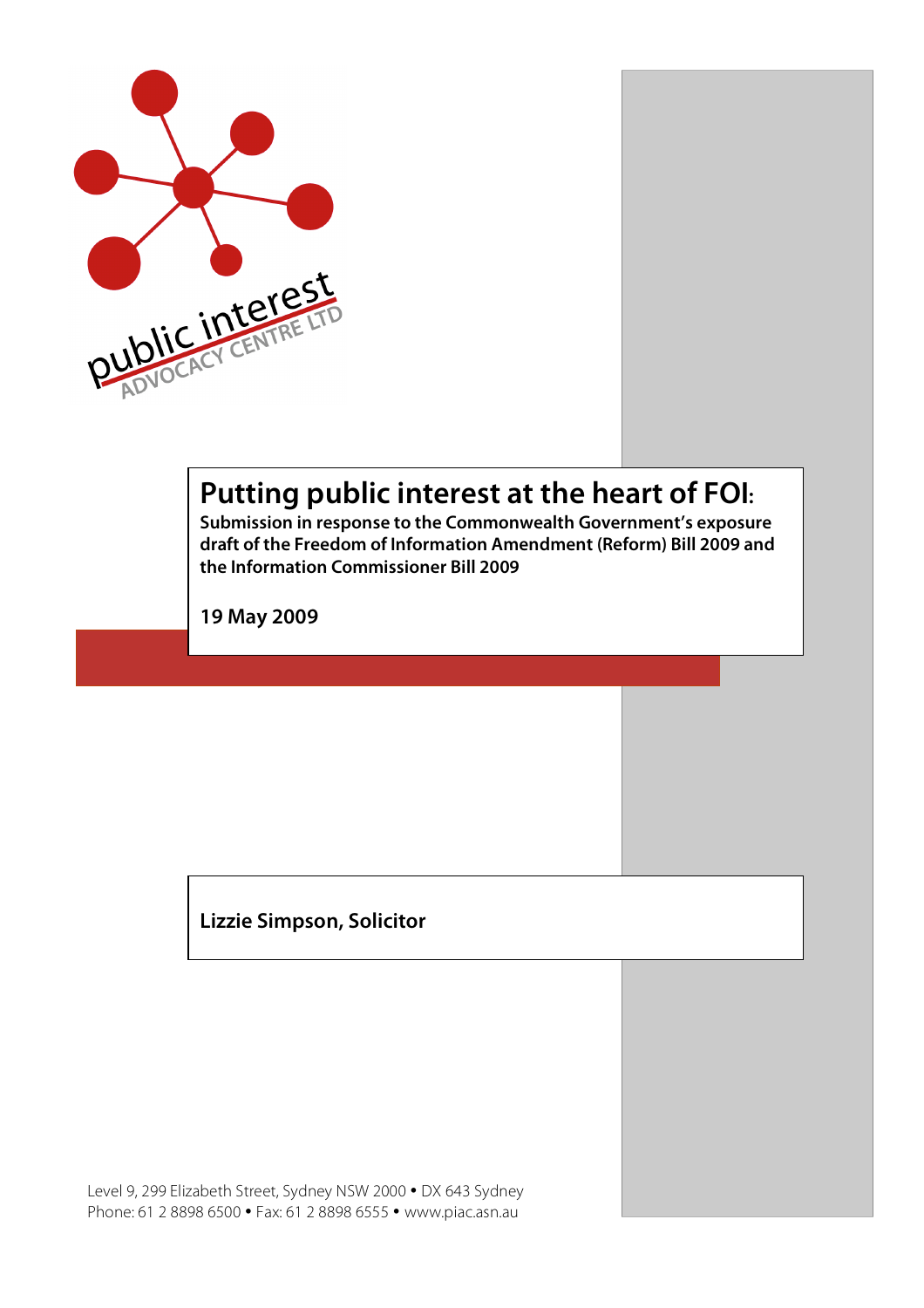public interest
ADVOCACY CENTRE LTD

# Putting public interest at the heart of FOI:

**Submission in response to the Commonwealth Government's exposure draft of the Freedom of Information Amendment (Reform) Bill 2009 and the Information Commissioner Bill 2009**

**19 May 2009**

**Lizzie Simpson, Solicitor**

Level 9, 299 Elizabeth Street, Sydney NSW 2000 • DX 643 Sydney
Phone: 61 2 8898 6500 • Fax: 61 2 8898 6555 • www.piac.asn.au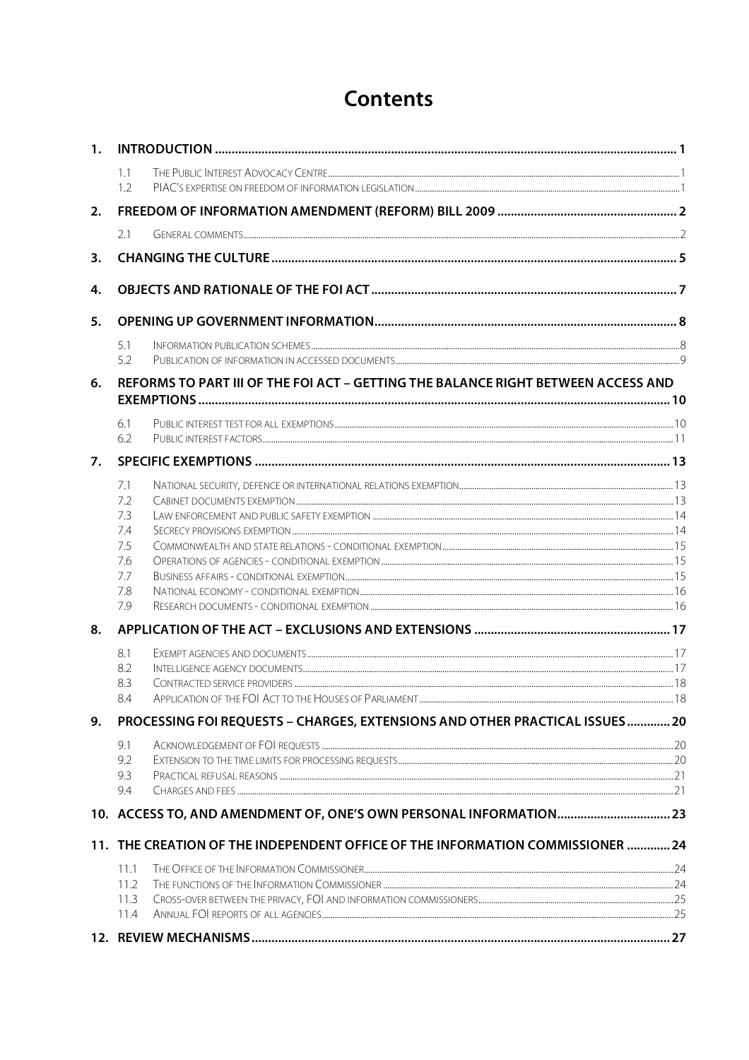# Contents

1. **INTRODUCTION** ..... 1
   - 1.1 The Public Interest Advocacy Centre ..... 1
   - 1.2 PIAC's expertise on freedom of information legislation ..... 1
2. **FREEDOM OF INFORMATION AMENDMENT (REFORM) BILL 2009** ..... 2
   - 2.1 General comments ..... 2
3. **CHANGING THE CULTURE** ..... 5
4. **OBJECTS AND RATIONALE OF THE FOI ACT** ..... 7
5. **OPENING UP GOVERNMENT INFORMATION** ..... 8
   - 5.1 Information publication schemes ..... 8
   - 5.2 Publication of information in accessed documents ..... 9
6. **REFORMS TO PART III OF THE FOI ACT – GETTING THE BALANCE RIGHT BETWEEN ACCESS AND EXEMPTIONS** ..... 10
   - 6.1 Public interest test for all exemptions ..... 10
   - 6.2 Public interest factors ..... 11
7. **SPECIFIC EXEMPTIONS** ..... 13
   - 7.1 National security, defence or international relations exemption ..... 13
   - 7.2 Cabinet documents exemption ..... 13
   - 7.3 Law enforcement and public safety exemption ..... 14
   - 7.4 Secrecy provisions exemption ..... 14
   - 7.5 Commonwealth and state relations - conditional exemption ..... 15
   - 7.6 Operations of agencies - conditional exemption ..... 15
   - 7.7 Business affairs - conditional exemption ..... 15
   - 7.8 National economy - conditional exemption ..... 16
   - 7.9 Research documents - conditional exemption ..... 16
8. **APPLICATION OF THE ACT – EXCLUSIONS AND EXTENSIONS** ..... 17
   - 8.1 Exempt agencies and documents ..... 17
   - 8.2 Intelligence agency documents ..... 17
   - 8.3 Contracted service providers ..... 18
   - 8.4 Application of the FOI Act to the Houses of Parliament ..... 18
9. **PROCESSING FOI REQUESTS – CHARGES, EXTENSIONS AND OTHER PRACTICAL ISSUES** ..... 20
   - 9.1 Acknowledgement of FOI requests ..... 20
   - 9.2 Extension to the time limits for processing requests ..... 20
   - 9.3 Practical refusal reasons ..... 21
   - 9.4 Charges and fees ..... 21
10. **ACCESS TO, AND AMENDMENT OF, ONE'S OWN PERSONAL INFORMATION** ..... 23
11. **THE CREATION OF THE INDEPENDENT OFFICE OF THE INFORMATION COMMISSIONER** ..... 24
    - 11.1 The Office of the Information Commissioner ..... 24
    - 11.2 The functions of the Information Commissioner ..... 24
    - 11.3 Cross-over between the privacy, FOI and information commissioners ..... 25
    - 11.4 Annual FOI reports of all agencies ..... 25
12. **REVIEW MECHANISMS** ..... 27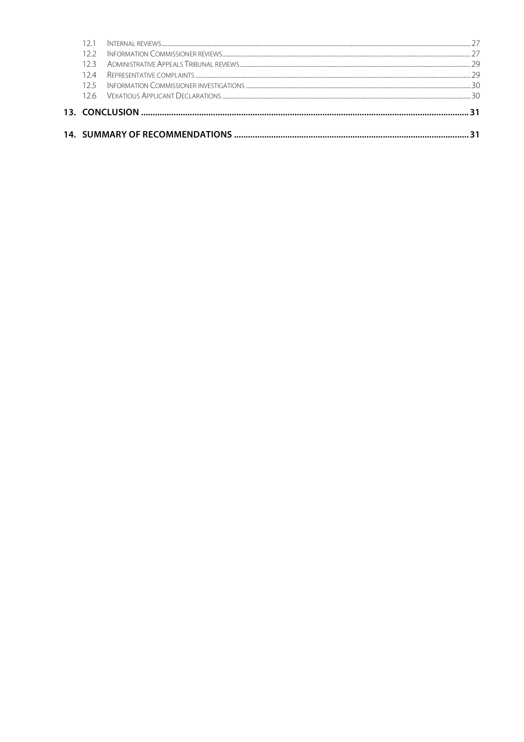| | | |
|---|---|---|
| 12.1 | Internal reviews | 27 |
| 12.2 | Information Commissioner reviews | 27 |
| 12.3 | Administrative Appeals Tribunal reviews | 29 |
| 12.4 | Representative complaints | 29 |
| 12.5 | Information Commissioner investigations | 30 |
| 12.6 | Vexatious Applicant Declarations | 30 |

**13. CONCLUSION ........ 31**

**14. SUMMARY OF RECOMMENDATIONS ........ 31**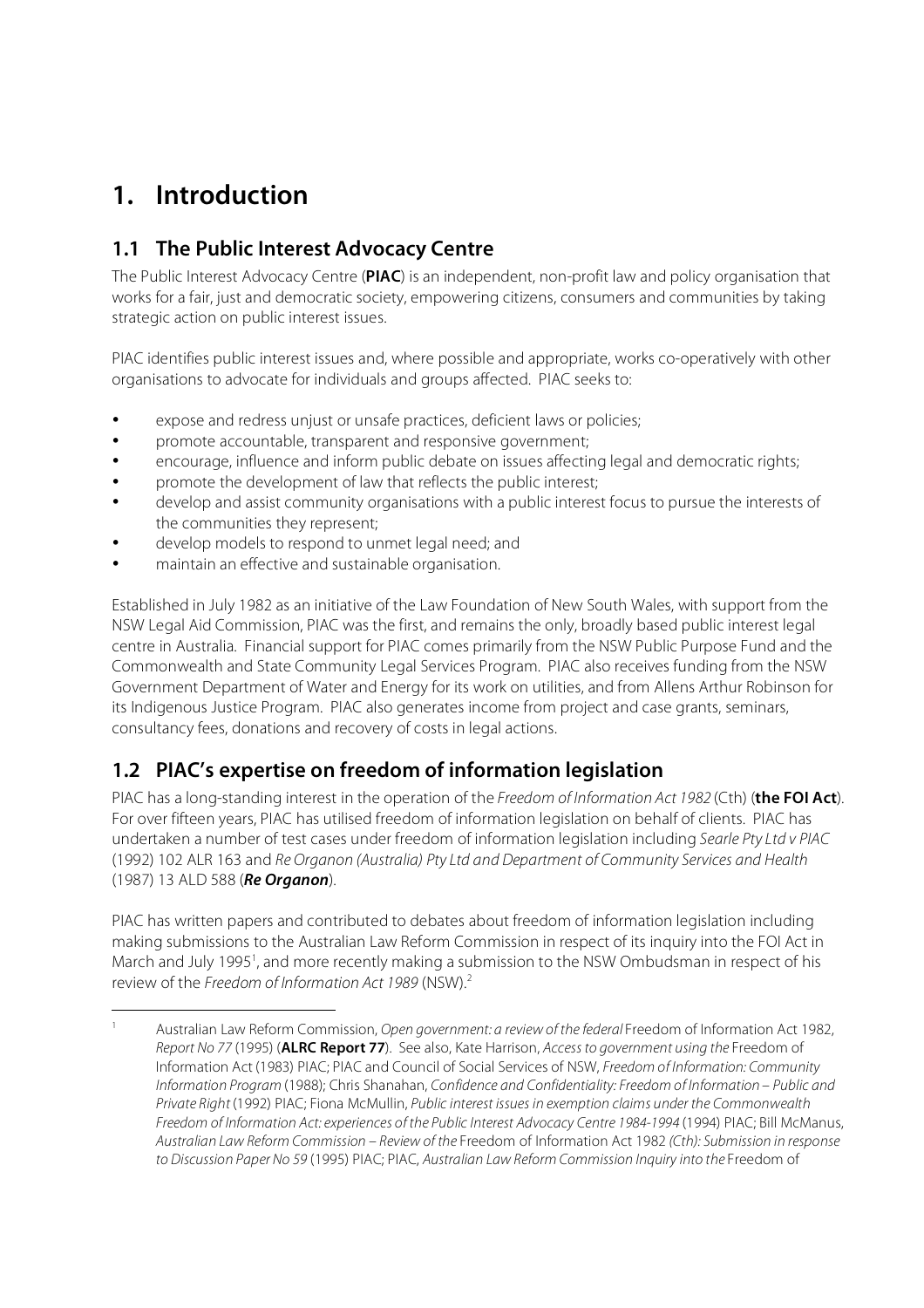# 1. Introduction

## 1.1 The Public Interest Advocacy Centre

The Public Interest Advocacy Centre (**PIAC**) is an independent, non-profit law and policy organisation that works for a fair, just and democratic society, empowering citizens, consumers and communities by taking strategic action on public interest issues.

PIAC identifies public interest issues and, where possible and appropriate, works co-operatively with other organisations to advocate for individuals and groups affected. PIAC seeks to:

- expose and redress unjust or unsafe practices, deficient laws or policies;
- promote accountable, transparent and responsive government;
- encourage, influence and inform public debate on issues affecting legal and democratic rights;
- promote the development of law that reflects the public interest;
- develop and assist community organisations with a public interest focus to pursue the interests of the communities they represent;
- develop models to respond to unmet legal need; and
- maintain an effective and sustainable organisation.

Established in July 1982 as an initiative of the Law Foundation of New South Wales, with support from the NSW Legal Aid Commission, PIAC was the first, and remains the only, broadly based public interest legal centre in Australia. Financial support for PIAC comes primarily from the NSW Public Purpose Fund and the Commonwealth and State Community Legal Services Program. PIAC also receives funding from the NSW Government Department of Water and Energy for its work on utilities, and from Allens Arthur Robinson for its Indigenous Justice Program. PIAC also generates income from project and case grants, seminars, consultancy fees, donations and recovery of costs in legal actions.

## 1.2 PIAC's expertise on freedom of information legislation

PIAC has a long-standing interest in the operation of the *Freedom of Information Act 1982* (Cth) (**the FOI Act**). For over fifteen years, PIAC has utilised freedom of information legislation on behalf of clients. PIAC has undertaken a number of test cases under freedom of information legislation including *Searle Pty Ltd v PIAC* (1992) 102 ALR 163 and *Re Organon (Australia) Pty Ltd and Department of Community Services and Health* (1987) 13 ALD 588 (***Re Organon***).

PIAC has written papers and contributed to debates about freedom of information legislation including making submissions to the Australian Law Reform Commission in respect of its inquiry into the FOI Act in March and July 1995[1], and more recently making a submission to the NSW Ombudsman in respect of his review of the *Freedom of Information Act 1989* (NSW).[2]

---

[1] Australian Law Reform Commission, *Open government: a review of the federal* Freedom of Information Act 1982, *Report No 77* (1995) (**ALRC Report 77**). See also, Kate Harrison, *Access to government using the* Freedom of Information Act (1983) PIAC; PIAC and Council of Social Services of NSW, *Freedom of Information: Community Information Program* (1988); Chris Shanahan, *Confidence and Confidentiality: Freedom of Information – Public and Private Right* (1992) PIAC; Fiona McMullin, *Public interest issues in exemption claims under the Commonwealth Freedom of Information Act: experiences of the Public Interest Advocacy Centre 1984-1994* (1994) PIAC; Bill McManus, *Australian Law Reform Commission – Review of the* Freedom of Information Act 1982 *(Cth): Submission in response to Discussion Paper No 59* (1995) PIAC; PIAC, *Australian Law Reform Commission Inquiry into the* Freedom of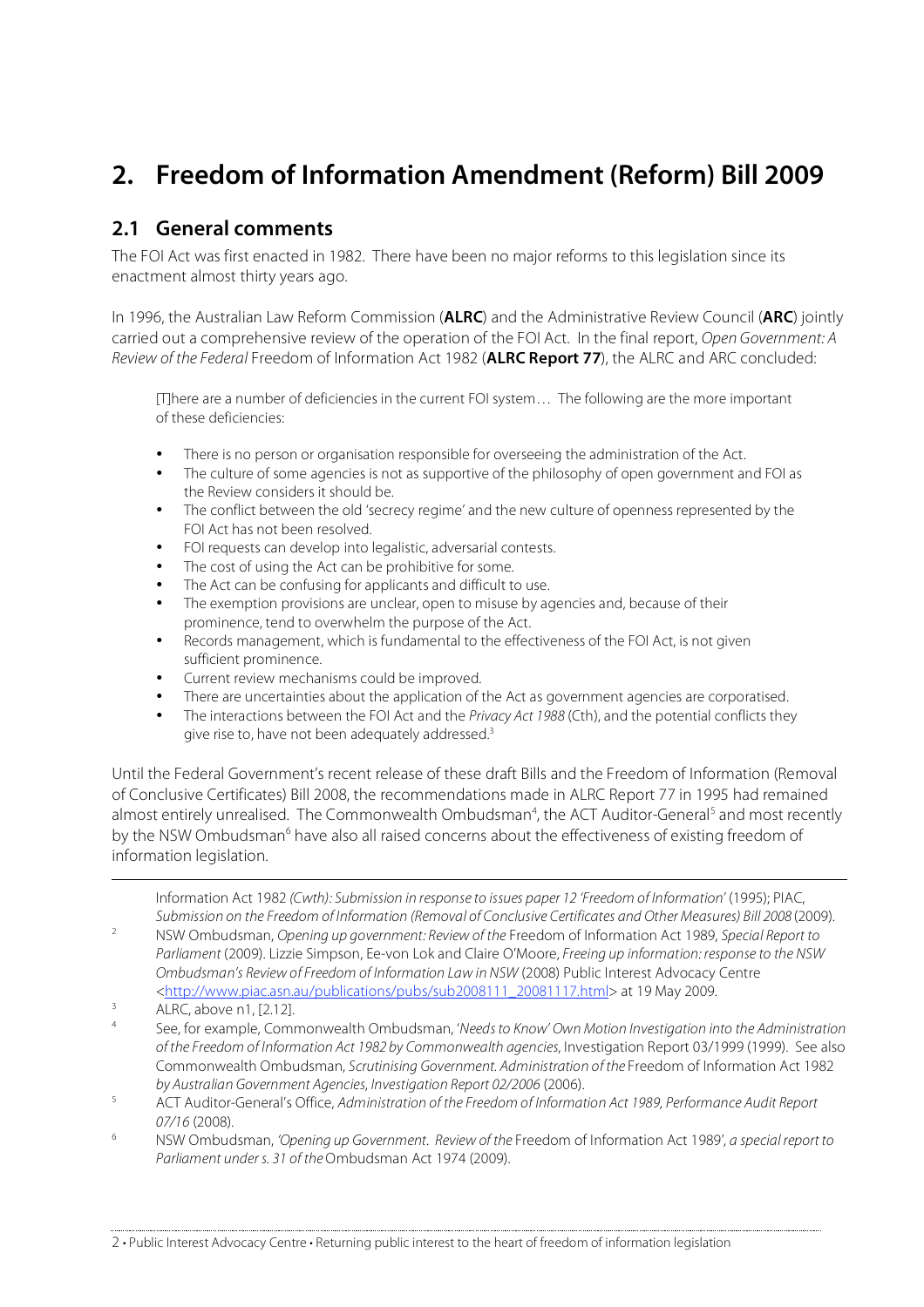# 2. Freedom of Information Amendment (Reform) Bill 2009

## 2.1 General comments

The FOI Act was first enacted in 1982. There have been no major reforms to this legislation since its enactment almost thirty years ago.

In 1996, the Australian Law Reform Commission (**ALRC**) and the Administrative Review Council (**ARC**) jointly carried out a comprehensive review of the operation of the FOI Act. In the final report, *Open Government: A Review of the Federal* Freedom of Information Act 1982 (**ALRC Report 77**), the ALRC and ARC concluded:

> [T]here are a number of deficiencies in the current FOI system… The following are the more important of these deficiencies:
>
> - There is no person or organisation responsible for overseeing the administration of the Act.
> - The culture of some agencies is not as supportive of the philosophy of open government and FOI as the Review considers it should be.
> - The conflict between the old 'secrecy regime' and the new culture of openness represented by the FOI Act has not been resolved.
> - FOI requests can develop into legalistic, adversarial contests.
> - The cost of using the Act can be prohibitive for some.
> - The Act can be confusing for applicants and difficult to use.
> - The exemption provisions are unclear, open to misuse by agencies and, because of their prominence, tend to overwhelm the purpose of the Act.
> - Records management, which is fundamental to the effectiveness of the FOI Act, is not given sufficient prominence.
> - Current review mechanisms could be improved.
> - There are uncertainties about the application of the Act as government agencies are corporatised.
> - The interactions between the FOI Act and the *Privacy Act 1988* (Cth), and the potential conflicts they give rise to, have not been adequately addressed.[3]

Until the Federal Government's recent release of these draft Bills and the Freedom of Information (Removal of Conclusive Certificates) Bill 2008, the recommendations made in ALRC Report 77 in 1995 had remained almost entirely unrealised. The Commonwealth Ombudsman[4], the ACT Auditor-General[5] and most recently by the NSW Ombudsman[6] have also all raised concerns about the effectiveness of existing freedom of information legislation.

---

Information Act 1982 *(Cwth): Submission in response to issues paper 12 'Freedom of Information'* (1995); PIAC, *Submission on the Freedom of Information (Removal of Conclusive Certificates and Other Measures) Bill 2008* (2009).

[2] NSW Ombudsman, *Opening up government: Review of the* Freedom of Information Act 1989, *Special Report to Parliament* (2009). Lizzie Simpson, Ee-von Lok and Claire O'Moore, *Freeing up information: response to the NSW Ombudsman's Review of Freedom of Information Law in NSW* (2008) Public Interest Advocacy Centre <http://www.piac.asn.au/publications/pubs/sub2008111_20081117.html> at 19 May 2009.

[3] ALRC, above n1, [2.12].

[4] See, for example, Commonwealth Ombudsman, '*Needs to Know' Own Motion Investigation into the Administration of the Freedom of Information Act 1982 by Commonwealth agencies*, Investigation Report 03/1999 (1999). See also Commonwealth Ombudsman, *Scrutinising Government. Administration of the* Freedom of Information Act 1982 *by Australian Government Agencies*, *Investigation Report 02/2006* (2006).

[5] ACT Auditor-General's Office, *Administration of the Freedom of Information Act 1989*, *Performance Audit Report 07/16* (2008).

[6] NSW Ombudsman, *'Opening up Government. Review of the* Freedom of Information Act 1989*', a special report to Parliament under s. 31 of the* Ombudsman Act 1974 (2009).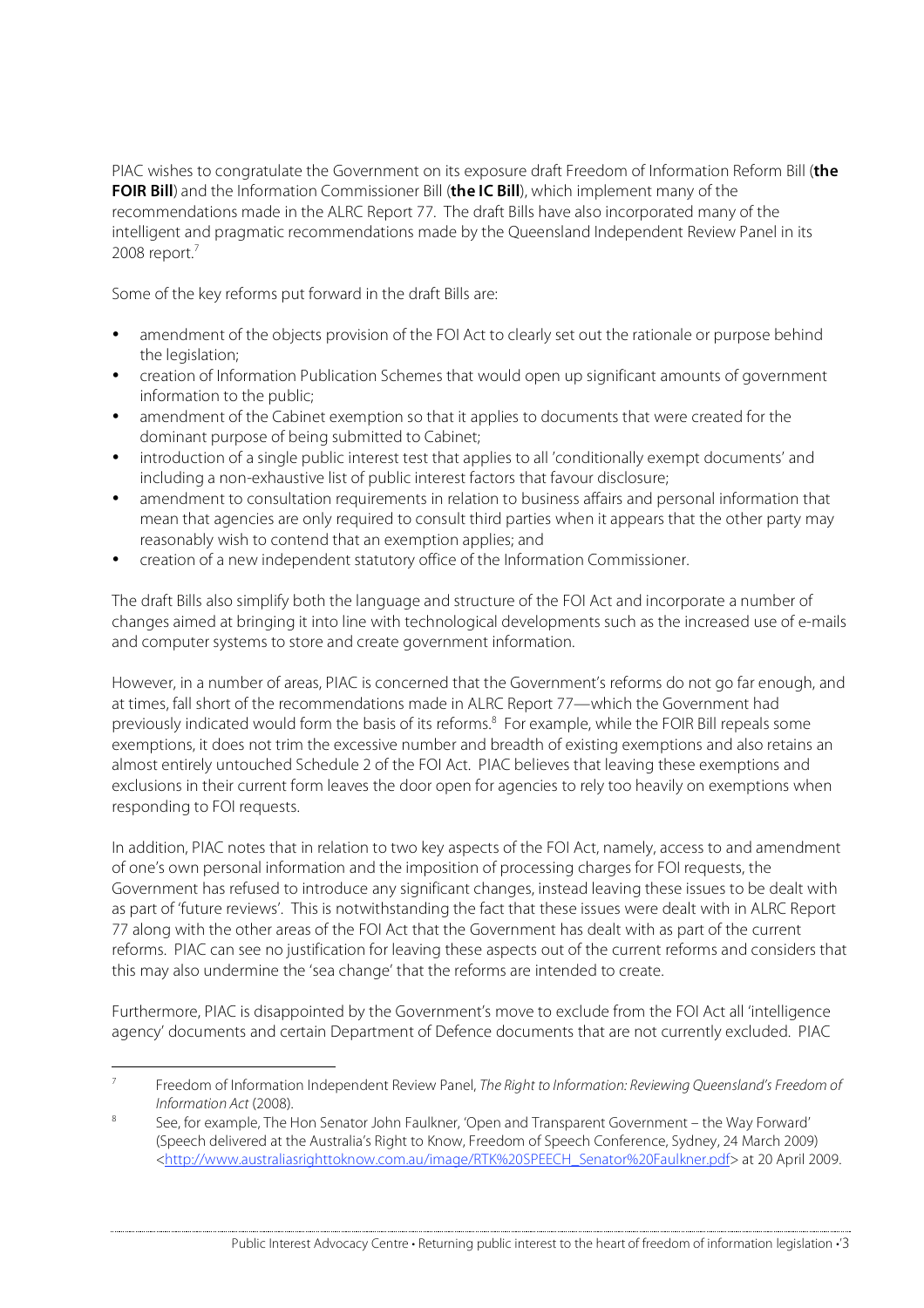PIAC wishes to congratulate the Government on its exposure draft Freedom of Information Reform Bill (**the FOIR Bill**) and the Information Commissioner Bill (**the IC Bill**), which implement many of the recommendations made in the ALRC Report 77. The draft Bills have also incorporated many of the intelligent and pragmatic recommendations made by the Queensland Independent Review Panel in its 2008 report.[7]

Some of the key reforms put forward in the draft Bills are:

- amendment of the objects provision of the FOI Act to clearly set out the rationale or purpose behind the legislation;
- creation of Information Publication Schemes that would open up significant amounts of government information to the public;
- amendment of the Cabinet exemption so that it applies to documents that were created for the dominant purpose of being submitted to Cabinet;
- introduction of a single public interest test that applies to all 'conditionally exempt documents' and including a non-exhaustive list of public interest factors that favour disclosure;
- amendment to consultation requirements in relation to business affairs and personal information that mean that agencies are only required to consult third parties when it appears that the other party may reasonably wish to contend that an exemption applies; and
- creation of a new independent statutory office of the Information Commissioner.

The draft Bills also simplify both the language and structure of the FOI Act and incorporate a number of changes aimed at bringing it into line with technological developments such as the increased use of e-mails and computer systems to store and create government information.

However, in a number of areas, PIAC is concerned that the Government's reforms do not go far enough, and at times, fall short of the recommendations made in ALRC Report 77—which the Government had previously indicated would form the basis of its reforms.[8] For example, while the FOIR Bill repeals some exemptions, it does not trim the excessive number and breadth of existing exemptions and also retains an almost entirely untouched Schedule 2 of the FOI Act. PIAC believes that leaving these exemptions and exclusions in their current form leaves the door open for agencies to rely too heavily on exemptions when responding to FOI requests.

In addition, PIAC notes that in relation to two key aspects of the FOI Act, namely, access to and amendment of one's own personal information and the imposition of processing charges for FOI requests, the Government has refused to introduce any significant changes, instead leaving these issues to be dealt with as part of 'future reviews'. This is notwithstanding the fact that these issues were dealt with in ALRC Report 77 along with the other areas of the FOI Act that the Government has dealt with as part of the current reforms. PIAC can see no justification for leaving these aspects out of the current reforms and considers that this may also undermine the 'sea change' that the reforms are intended to create.

Furthermore, PIAC is disappointed by the Government's move to exclude from the FOI Act all 'intelligence agency' documents and certain Department of Defence documents that are not currently excluded. PIAC

---

[7] Freedom of Information Independent Review Panel, *The Right to Information: Reviewing Queensland's Freedom of Information Act* (2008).

[8] See, for example, The Hon Senator John Faulkner, 'Open and Transparent Government – the Way Forward' (Speech delivered at the Australia's Right to Know, Freedom of Speech Conference, Sydney, 24 March 2009) <http://www.australiasrighttoknow.com.au/image/RTK%20SPEECH_Senator%20Faulkner.pdf> at 20 April 2009.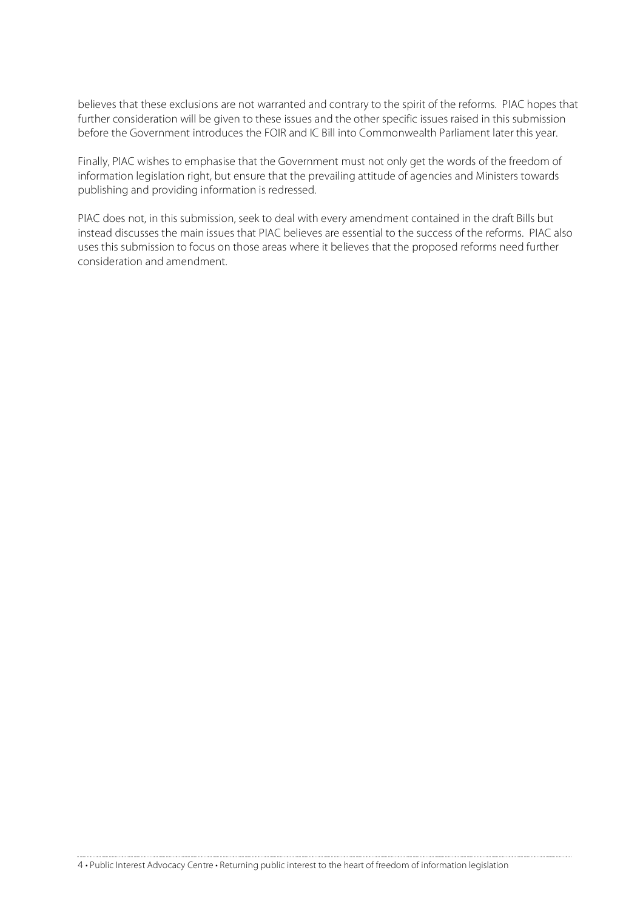believes that these exclusions are not warranted and contrary to the spirit of the reforms. PIAC hopes that further consideration will be given to these issues and the other specific issues raised in this submission before the Government introduces the FOIR and IC Bill into Commonwealth Parliament later this year.

Finally, PIAC wishes to emphasise that the Government must not only get the words of the freedom of information legislation right, but ensure that the prevailing attitude of agencies and Ministers towards publishing and providing information is redressed.

PIAC does not, in this submission, seek to deal with every amendment contained in the draft Bills but instead discusses the main issues that PIAC believes are essential to the success of the reforms. PIAC also uses this submission to focus on those areas where it believes that the proposed reforms need further consideration and amendment.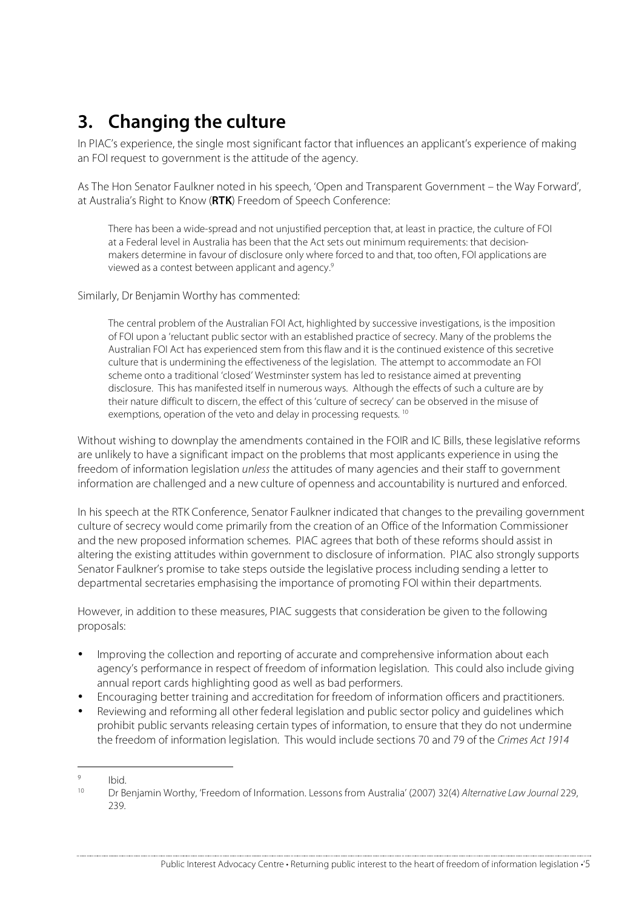# 3. Changing the culture

In PIAC's experience, the single most significant factor that influences an applicant's experience of making an FOI request to government is the attitude of the agency.

As The Hon Senator Faulkner noted in his speech, 'Open and Transparent Government – the Way Forward', at Australia's Right to Know (**RTK**) Freedom of Speech Conference:

> There has been a wide-spread and not unjustified perception that, at least in practice, the culture of FOI at a Federal level in Australia has been that the Act sets out minimum requirements: that decision-makers determine in favour of disclosure only where forced to and that, too often, FOI applications are viewed as a contest between applicant and agency.[9]

Similarly, Dr Benjamin Worthy has commented:

> The central problem of the Australian FOI Act, highlighted by successive investigations, is the imposition of FOI upon a 'reluctant public sector with an established practice of secrecy. Many of the problems the Australian FOI Act has experienced stem from this flaw and it is the continued existence of this secretive culture that is undermining the effectiveness of the legislation. The attempt to accommodate an FOI scheme onto a traditional 'closed' Westminster system has led to resistance aimed at preventing disclosure. This has manifested itself in numerous ways. Although the effects of such a culture are by their nature difficult to discern, the effect of this 'culture of secrecy' can be observed in the misuse of exemptions, operation of the veto and delay in processing requests.[10]

Without wishing to downplay the amendments contained in the FOIR and IC Bills, these legislative reforms are unlikely to have a significant impact on the problems that most applicants experience in using the freedom of information legislation *unless* the attitudes of many agencies and their staff to government information are challenged and a new culture of openness and accountability is nurtured and enforced.

In his speech at the RTK Conference, Senator Faulkner indicated that changes to the prevailing government culture of secrecy would come primarily from the creation of an Office of the Information Commissioner and the new proposed information schemes. PIAC agrees that both of these reforms should assist in altering the existing attitudes within government to disclosure of information. PIAC also strongly supports Senator Faulkner's promise to take steps outside the legislative process including sending a letter to departmental secretaries emphasising the importance of promoting FOI within their departments.

However, in addition to these measures, PIAC suggests that consideration be given to the following proposals:

- Improving the collection and reporting of accurate and comprehensive information about each agency's performance in respect of freedom of information legislation. This could also include giving annual report cards highlighting good as well as bad performers.
- Encouraging better training and accreditation for freedom of information officers and practitioners.
- Reviewing and reforming all other federal legislation and public sector policy and guidelines which prohibit public servants releasing certain types of information, to ensure that they do not undermine the freedom of information legislation. This would include sections 70 and 79 of the *Crimes Act 1914*

---

[9] Ibid.

[10] Dr Benjamin Worthy, 'Freedom of Information. Lessons from Australia' (2007) 32(4) *Alternative Law Journal* 229, 239.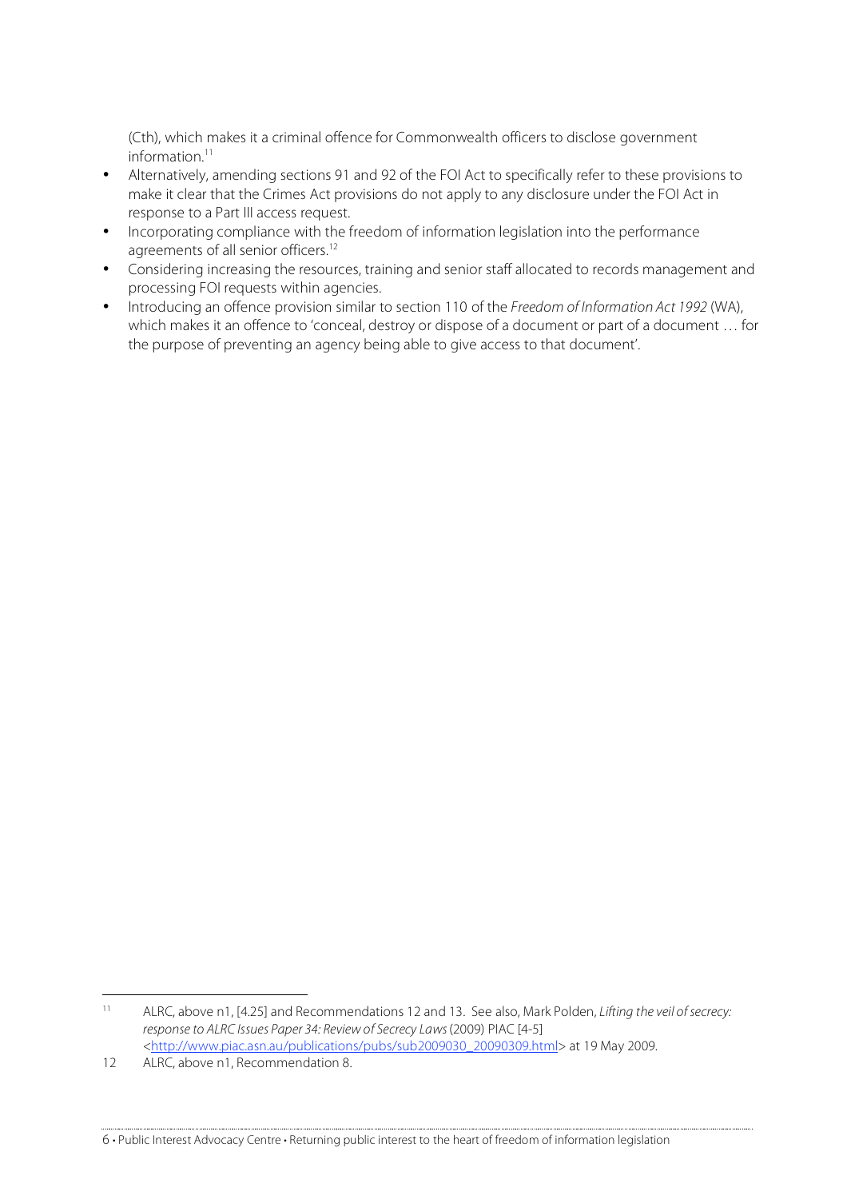(Cth), which makes it a criminal offence for Commonwealth officers to disclose government information.[11]

- Alternatively, amending sections 91 and 92 of the FOI Act to specifically refer to these provisions to make it clear that the Crimes Act provisions do not apply to any disclosure under the FOI Act in response to a Part III access request.
- Incorporating compliance with the freedom of information legislation into the performance agreements of all senior officers.[12]
- Considering increasing the resources, training and senior staff allocated to records management and processing FOI requests within agencies.
- Introducing an offence provision similar to section 110 of the *Freedom of Information Act 1992* (WA), which makes it an offence to 'conceal, destroy or dispose of a document or part of a document … for the purpose of preventing an agency being able to give access to that document'.

---

[11] ALRC, above n1, [4.25] and Recommendations 12 and 13. See also, Mark Polden, *Lifting the veil of secrecy: response to ALRC Issues Paper 34: Review of Secrecy Laws* (2009) PIAC [4-5] <http://www.piac.asn.au/publications/pubs/sub2009030_20090309.html> at 19 May 2009.

[12] ALRC, above n1, Recommendation 8.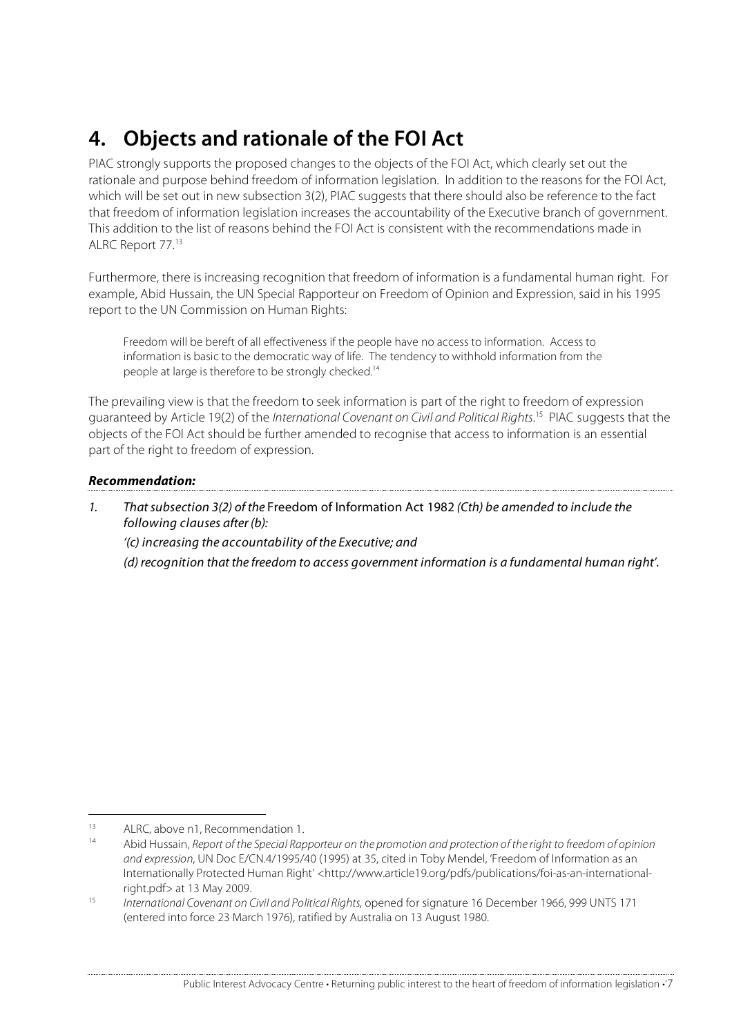# 4. Objects and rationale of the FOI Act

PIAC strongly supports the proposed changes to the objects of the FOI Act, which clearly set out the rationale and purpose behind freedom of information legislation. In addition to the reasons for the FOI Act, which will be set out in new subsection 3(2), PIAC suggests that there should also be reference to the fact that freedom of information legislation increases the accountability of the Executive branch of government. This addition to the list of reasons behind the FOI Act is consistent with the recommendations made in ALRC Report 77.[13]

Furthermore, there is increasing recognition that freedom of information is a fundamental human right. For example, Abid Hussain, the UN Special Rapporteur on Freedom of Opinion and Expression, said in his 1995 report to the UN Commission on Human Rights:

> Freedom will be bereft of all effectiveness if the people have no access to information. Access to information is basic to the democratic way of life. The tendency to withhold information from the people at large is therefore to be strongly checked.[14]

The prevailing view is that the freedom to seek information is part of the right to freedom of expression guaranteed by Article 19(2) of the *International Covenant on Civil and Political Rights*.[15] PIAC suggests that the objects of the FOI Act should be further amended to recognise that access to information is an essential part of the right to freedom of expression.

***Recommendation:***

1. *That subsection 3(2) of the* Freedom of Information Act 1982 *(Cth) be amended to include the following clauses after (b):*

   *'(c) increasing the accountability of the Executive; and*

   *(d) recognition that the freedom to access government information is a fundamental human right'.*

---

[13] ALRC, above n1, Recommendation 1.

[14] Abid Hussain, *Report of the Special Rapporteur on the promotion and protection of the right to freedom of opinion and expression*, UN Doc E/CN.4/1995/40 (1995) at 35, cited in Toby Mendel, 'Freedom of Information as an Internationally Protected Human Right' <http://www.article19.org/pdfs/publications/foi-as-an-international-right.pdf> at 13 May 2009.

[15] *International Covenant on Civil and Political Rights*, opened for signature 16 December 1966, 999 UNTS 171 (entered into force 23 March 1976), ratified by Australia on 13 August 1980.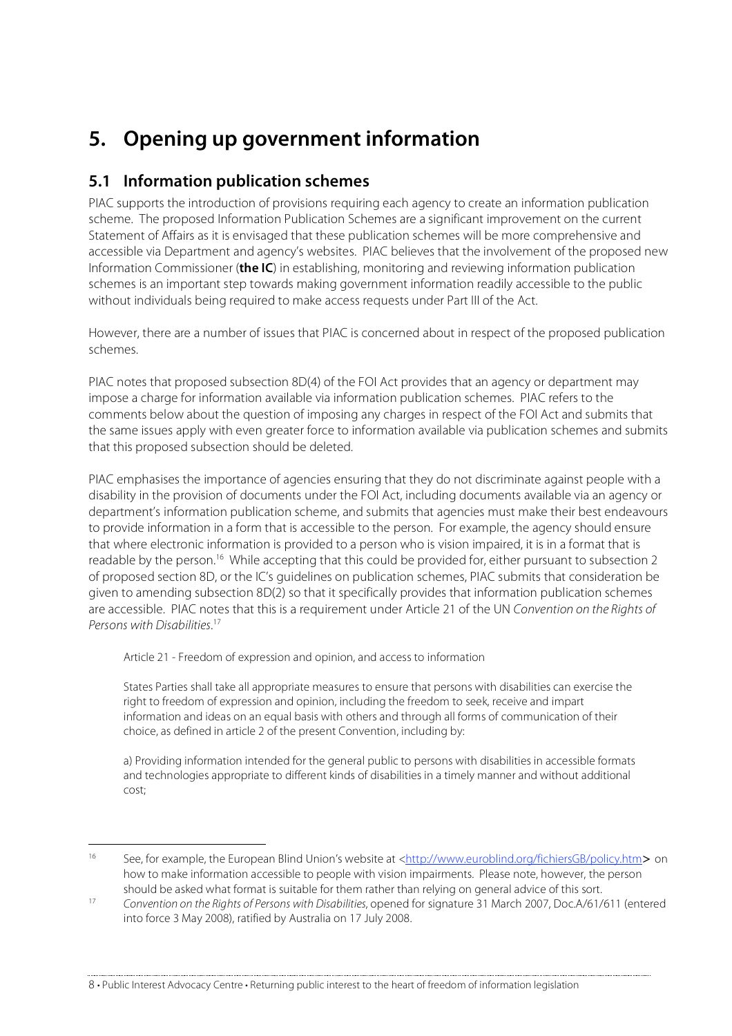# 5. Opening up government information

## 5.1 Information publication schemes

PIAC supports the introduction of provisions requiring each agency to create an information publication scheme. The proposed Information Publication Schemes are a significant improvement on the current Statement of Affairs as it is envisaged that these publication schemes will be more comprehensive and accessible via Department and agency's websites. PIAC believes that the involvement of the proposed new Information Commissioner (**the IC**) in establishing, monitoring and reviewing information publication schemes is an important step towards making government information readily accessible to the public without individuals being required to make access requests under Part III of the Act.

However, there are a number of issues that PIAC is concerned about in respect of the proposed publication schemes.

PIAC notes that proposed subsection 8D(4) of the FOI Act provides that an agency or department may impose a charge for information available via information publication schemes. PIAC refers to the comments below about the question of imposing any charges in respect of the FOI Act and submits that the same issues apply with even greater force to information available via publication schemes and submits that this proposed subsection should be deleted.

PIAC emphasises the importance of agencies ensuring that they do not discriminate against people with a disability in the provision of documents under the FOI Act, including documents available via an agency or department's information publication scheme, and submits that agencies must make their best endeavours to provide information in a form that is accessible to the person. For example, the agency should ensure that where electronic information is provided to a person who is vision impaired, it is in a format that is readable by the person.[16] While accepting that this could be provided for, either pursuant to subsection 2 of proposed section 8D, or the IC's guidelines on publication schemes, PIAC submits that consideration be given to amending subsection 8D(2) so that it specifically provides that information publication schemes are accessible. PIAC notes that this is a requirement under Article 21 of the UN *Convention on the Rights of Persons with Disabilities*.[17]

> Article 21 - Freedom of expression and opinion, and access to information
>
> States Parties shall take all appropriate measures to ensure that persons with disabilities can exercise the right to freedom of expression and opinion, including the freedom to seek, receive and impart information and ideas on an equal basis with others and through all forms of communication of their choice, as defined in article 2 of the present Convention, including by:
>
> a) Providing information intended for the general public to persons with disabilities in accessible formats and technologies appropriate to different kinds of disabilities in a timely manner and without additional cost;

---

[16] See, for example, the European Blind Union's website at <http://www.euroblind.org/fichiersGB/policy.htm> on how to make information accessible to people with vision impairments. Please note, however, the person should be asked what format is suitable for them rather than relying on general advice of this sort.

[17] *Convention on the Rights of Persons with Disabilities*, opened for signature 31 March 2007, Doc.A/61/611 (entered into force 3 May 2008), ratified by Australia on 17 July 2008.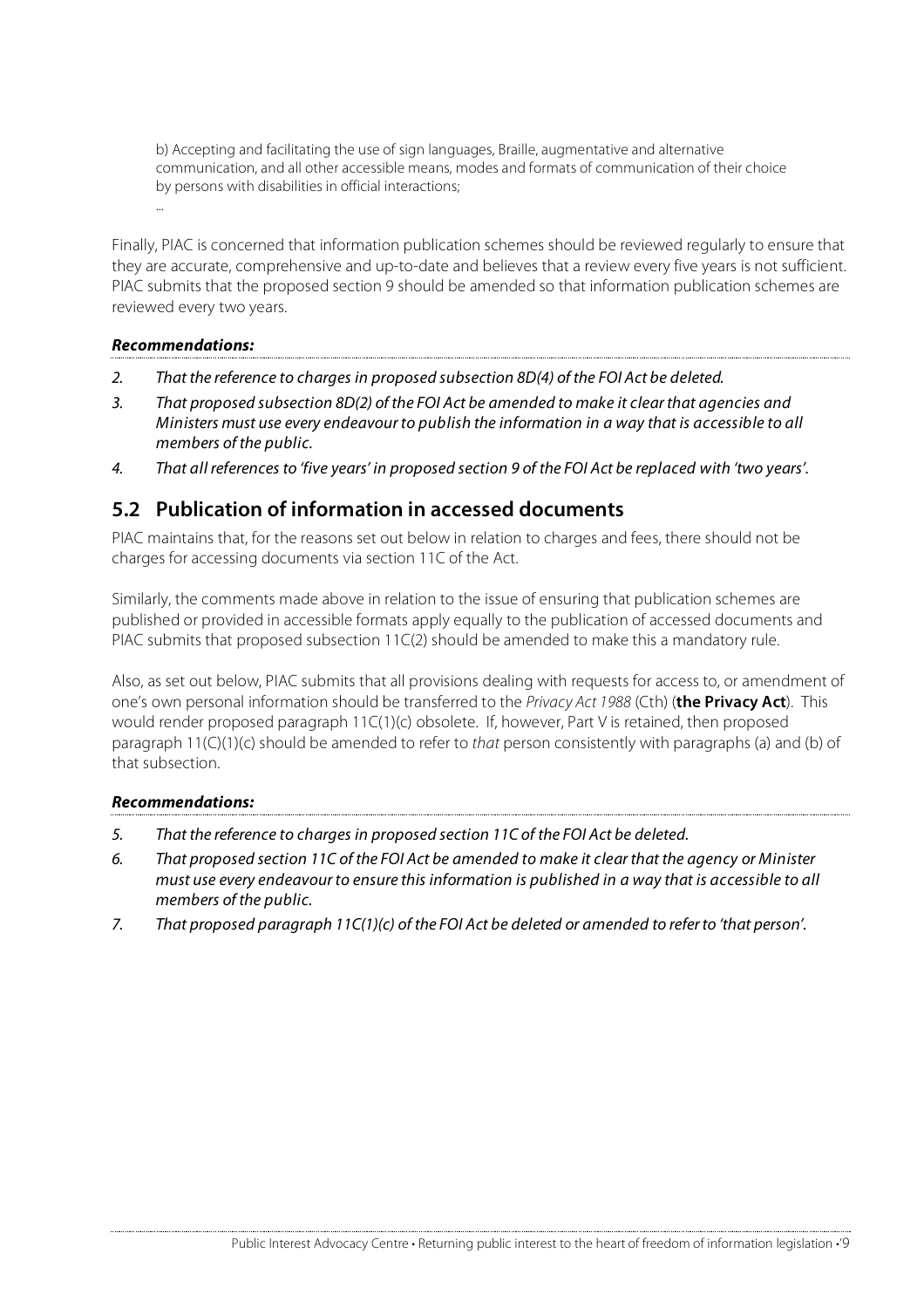b) Accepting and facilitating the use of sign languages, Braille, augmentative and alternative communication, and all other accessible means, modes and formats of communication of their choice by persons with disabilities in official interactions;

...

Finally, PIAC is concerned that information publication schemes should be reviewed regularly to ensure that they are accurate, comprehensive and up-to-date and believes that a review every five years is not sufficient. PIAC submits that the proposed section 9 should be amended so that information publication schemes are reviewed every two years.

***Recommendations:***

2. *That the reference to charges in proposed subsection 8D(4) of the FOI Act be deleted.*
3. *That proposed subsection 8D(2) of the FOI Act be amended to make it clear that agencies and Ministers must use every endeavour to publish the information in a way that is accessible to all members of the public.*
4. *That all references to 'five years' in proposed section 9 of the FOI Act be replaced with 'two years'.*

## 5.2 Publication of information in accessed documents

PIAC maintains that, for the reasons set out below in relation to charges and fees, there should not be charges for accessing documents via section 11C of the Act.

Similarly, the comments made above in relation to the issue of ensuring that publication schemes are published or provided in accessible formats apply equally to the publication of accessed documents and PIAC submits that proposed subsection 11C(2) should be amended to make this a mandatory rule.

Also, as set out below, PIAC submits that all provisions dealing with requests for access to, or amendment of one's own personal information should be transferred to the *Privacy Act 1988* (Cth) (**the Privacy Act**). This would render proposed paragraph 11C(1)(c) obsolete. If, however, Part V is retained, then proposed paragraph 11(C)(1)(c) should be amended to refer to *that* person consistently with paragraphs (a) and (b) of that subsection.

***Recommendations:***

5. *That the reference to charges in proposed section 11C of the FOI Act be deleted.*
6. *That proposed section 11C of the FOI Act be amended to make it clear that the agency or Minister must use every endeavour to ensure this information is published in a way that is accessible to all members of the public.*
7. *That proposed paragraph 11C(1)(c) of the FOI Act be deleted or amended to refer to 'that person'.*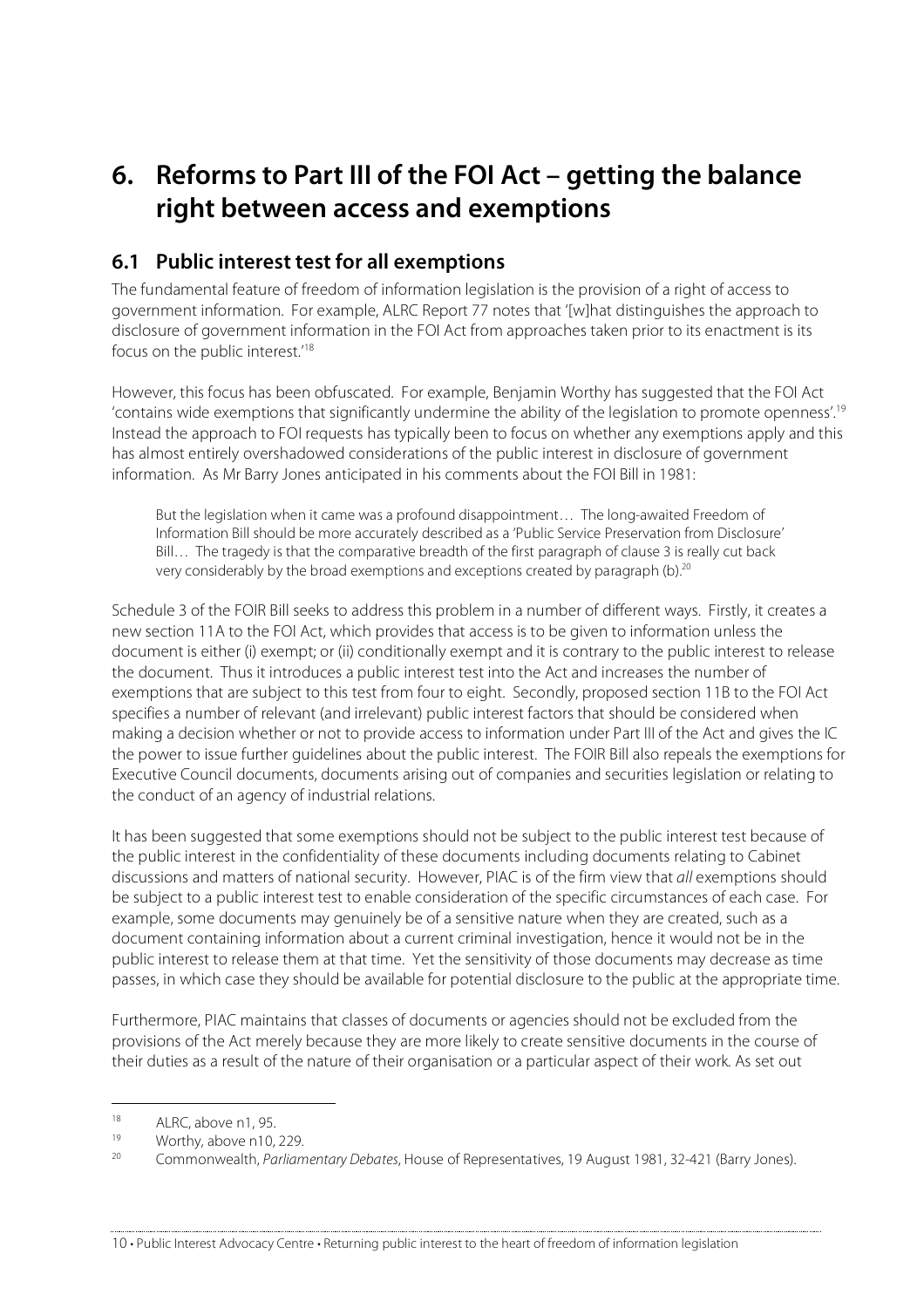# 6. Reforms to Part III of the FOI Act – getting the balance right between access and exemptions

## 6.1 Public interest test for all exemptions

The fundamental feature of freedom of information legislation is the provision of a right of access to government information. For example, ALRC Report 77 notes that '[w]hat distinguishes the approach to disclosure of government information in the FOI Act from approaches taken prior to its enactment is its focus on the public interest.'[18]

However, this focus has been obfuscated. For example, Benjamin Worthy has suggested that the FOI Act 'contains wide exemptions that significantly undermine the ability of the legislation to promote openness'.[19] Instead the approach to FOI requests has typically been to focus on whether any exemptions apply and this has almost entirely overshadowed considerations of the public interest in disclosure of government information. As Mr Barry Jones anticipated in his comments about the FOI Bill in 1981:

> But the legislation when it came was a profound disappointment… The long-awaited Freedom of Information Bill should be more accurately described as a 'Public Service Preservation from Disclosure' Bill… The tragedy is that the comparative breadth of the first paragraph of clause 3 is really cut back very considerably by the broad exemptions and exceptions created by paragraph (b).[20]

Schedule 3 of the FOIR Bill seeks to address this problem in a number of different ways. Firstly, it creates a new section 11A to the FOI Act, which provides that access is to be given to information unless the document is either (i) exempt; or (ii) conditionally exempt and it is contrary to the public interest to release the document. Thus it introduces a public interest test into the Act and increases the number of exemptions that are subject to this test from four to eight. Secondly, proposed section 11B to the FOI Act specifies a number of relevant (and irrelevant) public interest factors that should be considered when making a decision whether or not to provide access to information under Part III of the Act and gives the IC the power to issue further guidelines about the public interest. The FOIR Bill also repeals the exemptions for Executive Council documents, documents arising out of companies and securities legislation or relating to the conduct of an agency of industrial relations.

It has been suggested that some exemptions should not be subject to the public interest test because of the public interest in the confidentiality of these documents including documents relating to Cabinet discussions and matters of national security. However, PIAC is of the firm view that *all* exemptions should be subject to a public interest test to enable consideration of the specific circumstances of each case. For example, some documents may genuinely be of a sensitive nature when they are created, such as a document containing information about a current criminal investigation, hence it would not be in the public interest to release them at that time. Yet the sensitivity of those documents may decrease as time passes, in which case they should be available for potential disclosure to the public at the appropriate time.

Furthermore, PIAC maintains that classes of documents or agencies should not be excluded from the provisions of the Act merely because they are more likely to create sensitive documents in the course of their duties as a result of the nature of their organisation or a particular aspect of their work. As set out

---

[18] ALRC, above n1, 95.

[19] Worthy, above n10, 229.

[20] Commonwealth, *Parliamentary Debates*, House of Representatives, 19 August 1981, 32-421 (Barry Jones).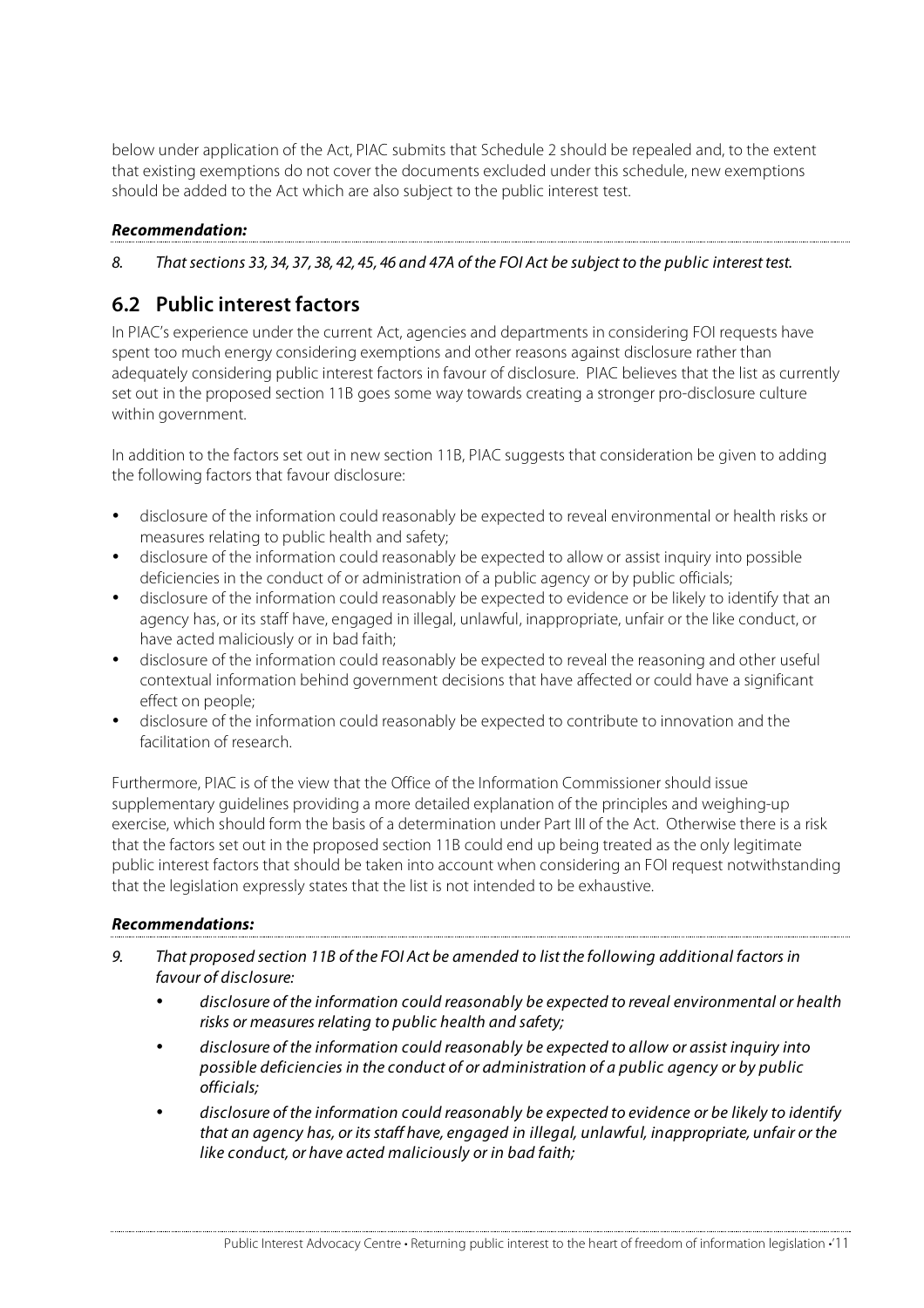below under application of the Act, PIAC submits that Schedule 2 should be repealed and, to the extent that existing exemptions do not cover the documents excluded under this schedule, new exemptions should be added to the Act which are also subject to the public interest test.

***Recommendation:***

*8. That sections 33, 34, 37, 38, 42, 45, 46 and 47A of the FOI Act be subject to the public interest test.*

## 6.2 Public interest factors

In PIAC's experience under the current Act, agencies and departments in considering FOI requests have spent too much energy considering exemptions and other reasons against disclosure rather than adequately considering public interest factors in favour of disclosure. PIAC believes that the list as currently set out in the proposed section 11B goes some way towards creating a stronger pro-disclosure culture within government.

In addition to the factors set out in new section 11B, PIAC suggests that consideration be given to adding the following factors that favour disclosure:

- disclosure of the information could reasonably be expected to reveal environmental or health risks or measures relating to public health and safety;
- disclosure of the information could reasonably be expected to allow or assist inquiry into possible deficiencies in the conduct of or administration of a public agency or by public officials;
- disclosure of the information could reasonably be expected to evidence or be likely to identify that an agency has, or its staff have, engaged in illegal, unlawful, inappropriate, unfair or the like conduct, or have acted maliciously or in bad faith;
- disclosure of the information could reasonably be expected to reveal the reasoning and other useful contextual information behind government decisions that have affected or could have a significant effect on people;
- disclosure of the information could reasonably be expected to contribute to innovation and the facilitation of research.

Furthermore, PIAC is of the view that the Office of the Information Commissioner should issue supplementary guidelines providing a more detailed explanation of the principles and weighing-up exercise, which should form the basis of a determination under Part III of the Act. Otherwise there is a risk that the factors set out in the proposed section 11B could end up being treated as the only legitimate public interest factors that should be taken into account when considering an FOI request notwithstanding that the legislation expressly states that the list is not intended to be exhaustive.

***Recommendations:***

*9. That proposed section 11B of the FOI Act be amended to list the following additional factors in favour of disclosure:*

- *disclosure of the information could reasonably be expected to reveal environmental or health risks or measures relating to public health and safety;*
- *disclosure of the information could reasonably be expected to allow or assist inquiry into possible deficiencies in the conduct of or administration of a public agency or by public officials;*
- *disclosure of the information could reasonably be expected to evidence or be likely to identify that an agency has, or its staff have, engaged in illegal, unlawful, inappropriate, unfair or the like conduct, or have acted maliciously or in bad faith;*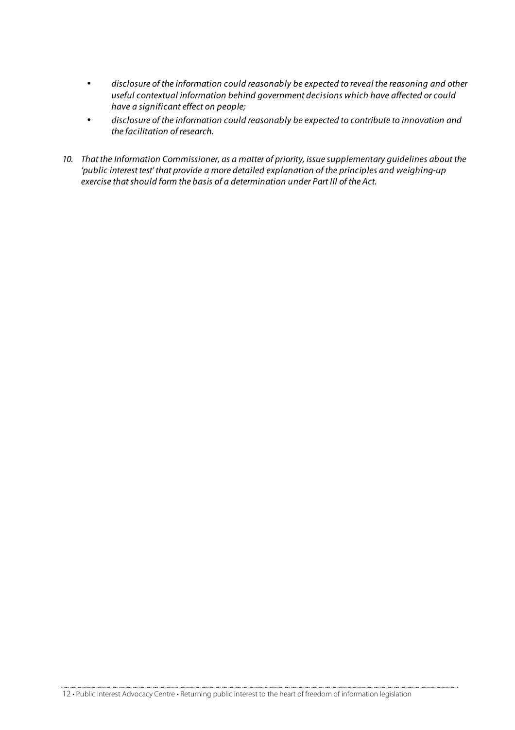- *disclosure of the information could reasonably be expected to reveal the reasoning and other useful contextual information behind government decisions which have affected or could have a significant effect on people;*
- *disclosure of the information could reasonably be expected to contribute to innovation and the facilitation of research.*

10. *That the Information Commissioner, as a matter of priority, issue supplementary guidelines about the 'public interest test' that provide a more detailed explanation of the principles and weighing-up exercise that should form the basis of a determination under Part III of the Act.*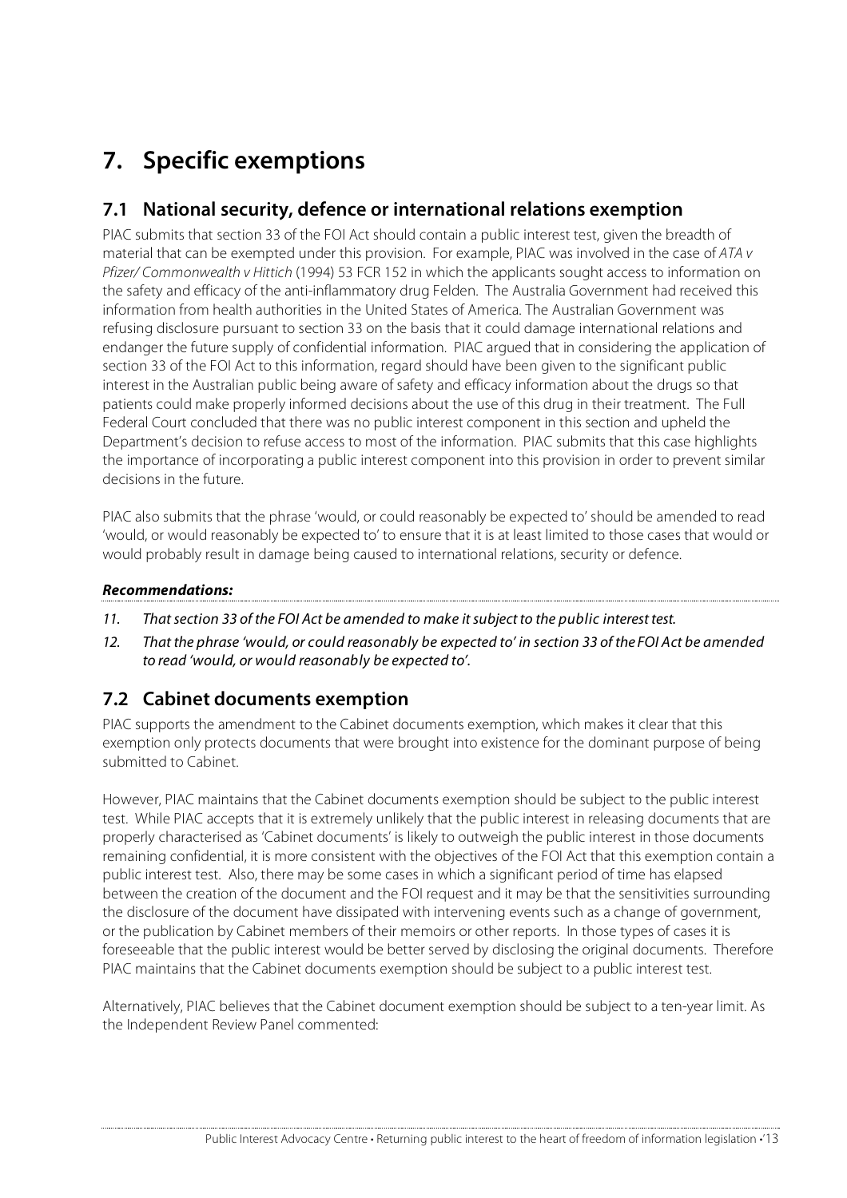# 7. Specific exemptions

## 7.1 National security, defence or international relations exemption

PIAC submits that section 33 of the FOI Act should contain a public interest test, given the breadth of material that can be exempted under this provision. For example, PIAC was involved in the case of *ATA v Pfizer/ Commonwealth v Hittich* (1994) 53 FCR 152 in which the applicants sought access to information on the safety and efficacy of the anti-inflammatory drug Felden. The Australia Government had received this information from health authorities in the United States of America. The Australian Government was refusing disclosure pursuant to section 33 on the basis that it could damage international relations and endanger the future supply of confidential information. PIAC argued that in considering the application of section 33 of the FOI Act to this information, regard should have been given to the significant public interest in the Australian public being aware of safety and efficacy information about the drugs so that patients could make properly informed decisions about the use of this drug in their treatment. The Full Federal Court concluded that there was no public interest component in this section and upheld the Department's decision to refuse access to most of the information. PIAC submits that this case highlights the importance of incorporating a public interest component into this provision in order to prevent similar decisions in the future.

PIAC also submits that the phrase 'would, or could reasonably be expected to' should be amended to read 'would, or would reasonably be expected to' to ensure that it is at least limited to those cases that would or would probably result in damage being caused to international relations, security or defence.

***Recommendations:***

11. *That section 33 of the FOI Act be amended to make it subject to the public interest test.*
12. *That the phrase 'would, or could reasonably be expected to' in section 33 of the FOI Act be amended to read 'would, or would reasonably be expected to'.*

## 7.2 Cabinet documents exemption

PIAC supports the amendment to the Cabinet documents exemption, which makes it clear that this exemption only protects documents that were brought into existence for the dominant purpose of being submitted to Cabinet.

However, PIAC maintains that the Cabinet documents exemption should be subject to the public interest test. While PIAC accepts that it is extremely unlikely that the public interest in releasing documents that are properly characterised as 'Cabinet documents' is likely to outweigh the public interest in those documents remaining confidential, it is more consistent with the objectives of the FOI Act that this exemption contain a public interest test. Also, there may be some cases in which a significant period of time has elapsed between the creation of the document and the FOI request and it may be that the sensitivities surrounding the disclosure of the document have dissipated with intervening events such as a change of government, or the publication by Cabinet members of their memoirs or other reports. In those types of cases it is foreseeable that the public interest would be better served by disclosing the original documents. Therefore PIAC maintains that the Cabinet documents exemption should be subject to a public interest test.

Alternatively, PIAC believes that the Cabinet document exemption should be subject to a ten-year limit. As the Independent Review Panel commented: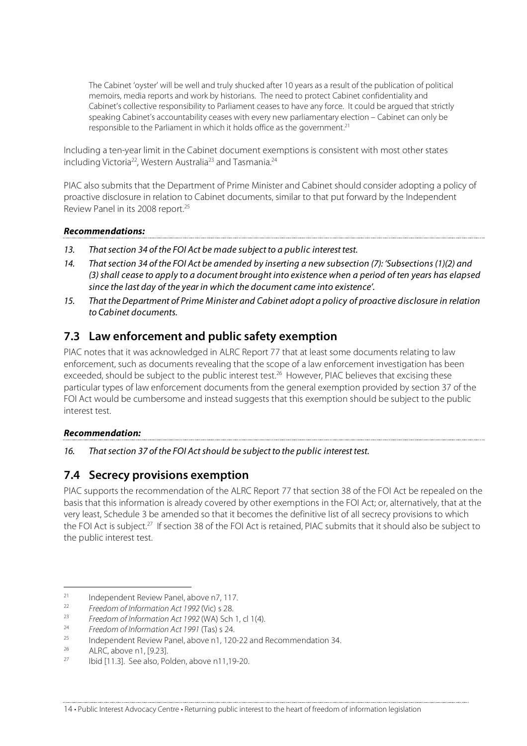> The Cabinet 'oyster' will be well and truly shucked after 10 years as a result of the publication of political memoirs, media reports and work by historians. The need to protect Cabinet confidentiality and Cabinet's collective responsibility to Parliament ceases to have any force. It could be argued that strictly speaking Cabinet's accountability ceases with every new parliamentary election – Cabinet can only be responsible to the Parliament in which it holds office as the government.[21]

Including a ten-year limit in the Cabinet document exemptions is consistent with most other states including Victoria[22], Western Australia[23] and Tasmania.[24]

PIAC also submits that the Department of Prime Minister and Cabinet should consider adopting a policy of proactive disclosure in relation to Cabinet documents, similar to that put forward by the Independent Review Panel in its 2008 report.[25]

***Recommendations:***

13. *That section 34 of the FOI Act be made subject to a public interest test.*
14. *That section 34 of the FOI Act be amended by inserting a new subsection (7): 'Subsections (1)(2) and (3) shall cease to apply to a document brought into existence when a period of ten years has elapsed since the last day of the year in which the document came into existence'.*
15. *That the Department of Prime Minister and Cabinet adopt a policy of proactive disclosure in relation to Cabinet documents.*

## 7.3 Law enforcement and public safety exemption

PIAC notes that it was acknowledged in ALRC Report 77 that at least some documents relating to law enforcement, such as documents revealing that the scope of a law enforcement investigation has been exceeded, should be subject to the public interest test.[26] However, PIAC believes that excising these particular types of law enforcement documents from the general exemption provided by section 37 of the FOI Act would be cumbersome and instead suggests that this exemption should be subject to the public interest test.

***Recommendation:***

16. *That section 37 of the FOI Act should be subject to the public interest test.*

## 7.4 Secrecy provisions exemption

PIAC supports the recommendation of the ALRC Report 77 that section 38 of the FOI Act be repealed on the basis that this information is already covered by other exemptions in the FOI Act; or, alternatively, that at the very least, Schedule 3 be amended so that it becomes the definitive list of all secrecy provisions to which the FOI Act is subject.[27] If section 38 of the FOI Act is retained, PIAC submits that it should also be subject to the public interest test.

---

[21] Independent Review Panel, above n7, 117.

[22] *Freedom of Information Act 1992* (Vic) s 28.

[23] *Freedom of Information Act 1992* (WA) Sch 1, cl 1(4).

[24] *Freedom of Information Act 1991* (Tas) s 24.

[25] Independent Review Panel, above n1, 120-22 and Recommendation 34.

[26] ALRC, above n1, [9.23].

[27] Ibid [11.3]. See also, Polden, above n11,19-20.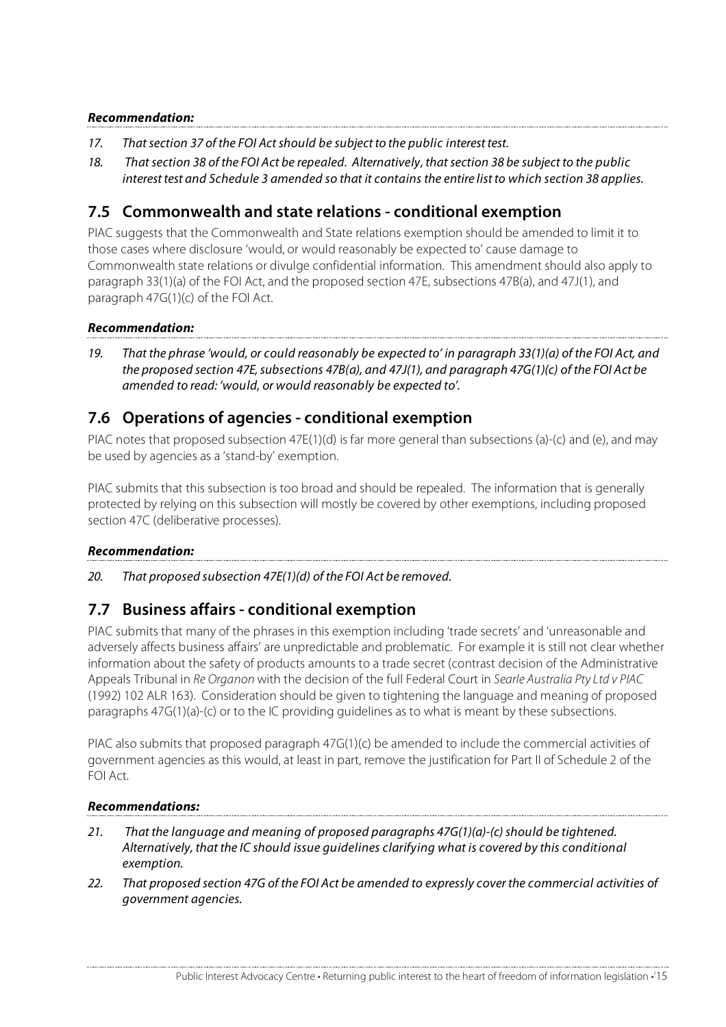***Recommendation:***

17. *That section 37 of the FOI Act should be subject to the public interest test.*
18. *That section 38 of the FOI Act be repealed. Alternatively, that section 38 be subject to the public interest test and Schedule 3 amended so that it contains the entire list to which section 38 applies.*

## 7.5 Commonwealth and state relations - conditional exemption

PIAC suggests that the Commonwealth and State relations exemption should be amended to limit it to those cases where disclosure 'would, or would reasonably be expected to' cause damage to Commonwealth state relations or divulge confidential information. This amendment should also apply to paragraph 33(1)(a) of the FOI Act, and the proposed section 47E, subsections 47B(a), and 47J(1), and paragraph 47G(1)(c) of the FOI Act.

***Recommendation:***

19. *That the phrase 'would, or could reasonably be expected to' in paragraph 33(1)(a) of the FOI Act, and the proposed section 47E, subsections 47B(a), and 47J(1), and paragraph 47G(1)(c) of the FOI Act be amended to read: 'would, or would reasonably be expected to'.*

## 7.6 Operations of agencies - conditional exemption

PIAC notes that proposed subsection 47E(1)(d) is far more general than subsections (a)-(c) and (e), and may be used by agencies as a 'stand-by' exemption.

PIAC submits that this subsection is too broad and should be repealed. The information that is generally protected by relying on this subsection will mostly be covered by other exemptions, including proposed section 47C (deliberative processes).

***Recommendation:***

20. *That proposed subsection 47E(1)(d) of the FOI Act be removed.*

## 7.7 Business affairs - conditional exemption

PIAC submits that many of the phrases in this exemption including 'trade secrets' and 'unreasonable and adversely affects business affairs' are unpredictable and problematic. For example it is still not clear whether information about the safety of products amounts to a trade secret (contrast decision of the Administrative Appeals Tribunal in *Re Organon* with the decision of the full Federal Court in *Searle Australia Pty Ltd v PIAC* (1992) 102 ALR 163). Consideration should be given to tightening the language and meaning of proposed paragraphs 47G(1)(a)-(c) or to the IC providing guidelines as to what is meant by these subsections.

PIAC also submits that proposed paragraph 47G(1)(c) be amended to include the commercial activities of government agencies as this would, at least in part, remove the justification for Part II of Schedule 2 of the FOI Act.

***Recommendations:***

21. *That the language and meaning of proposed paragraphs 47G(1)(a)-(c) should be tightened. Alternatively, that the IC should issue guidelines clarifying what is covered by this conditional exemption.*
22. *That proposed section 47G of the FOI Act be amended to expressly cover the commercial activities of government agencies.*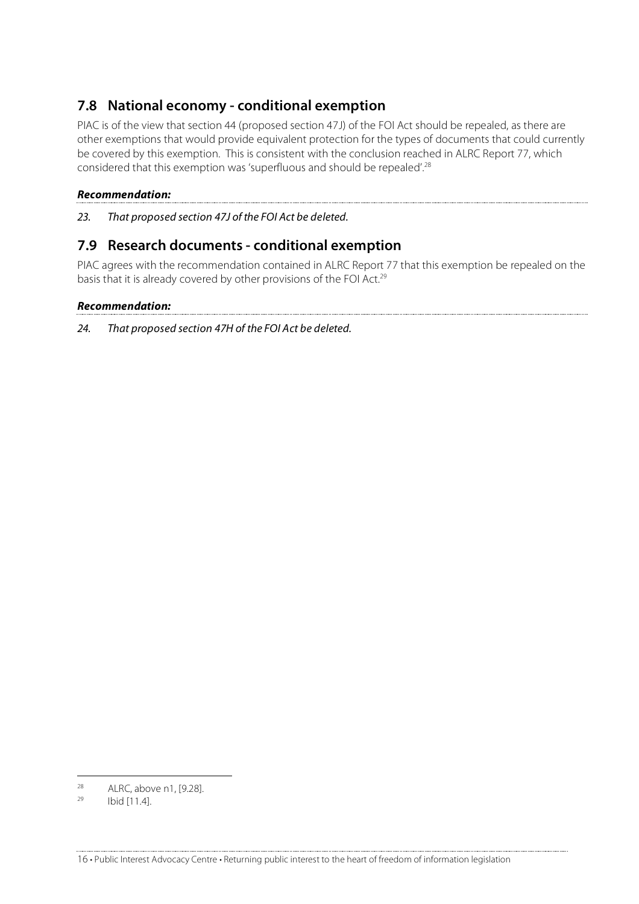## 7.8 National economy - conditional exemption

PIAC is of the view that section 44 (proposed section 47J) of the FOI Act should be repealed, as there are other exemptions that would provide equivalent protection for the types of documents that could currently be covered by this exemption. This is consistent with the conclusion reached in ALRC Report 77, which considered that this exemption was 'superfluous and should be repealed'.[28]

***Recommendation:***

23. *That proposed section 47J of the FOI Act be deleted.*

## 7.9 Research documents - conditional exemption

PIAC agrees with the recommendation contained in ALRC Report 77 that this exemption be repealed on the basis that it is already covered by other provisions of the FOI Act.[29]

***Recommendation:***

24. *That proposed section 47H of the FOI Act be deleted.*

---

[28] ALRC, above n1, [9.28].

[29] Ibid [11.4].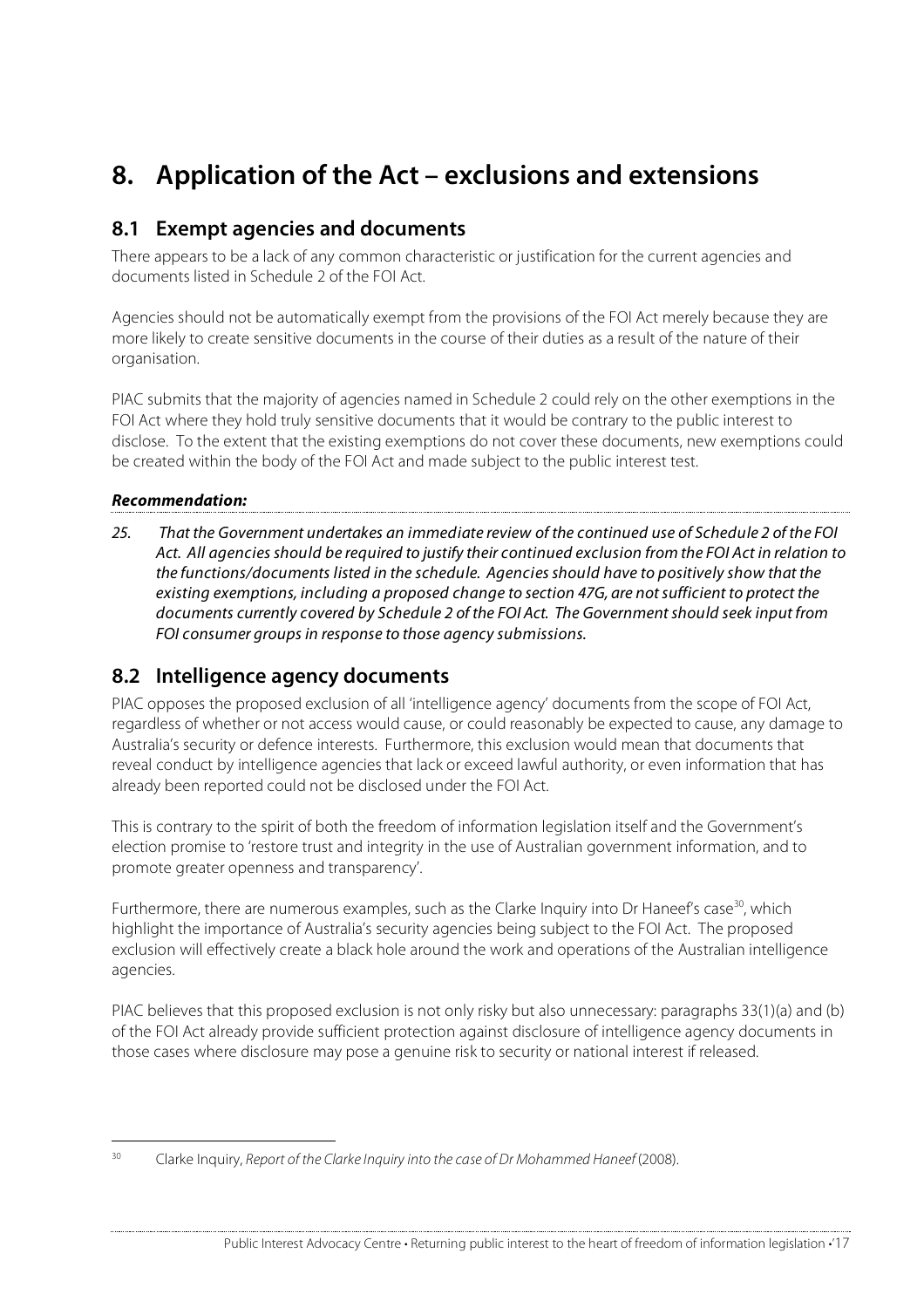# 8. Application of the Act – exclusions and extensions

## 8.1 Exempt agencies and documents

There appears to be a lack of any common characteristic or justification for the current agencies and documents listed in Schedule 2 of the FOI Act.

Agencies should not be automatically exempt from the provisions of the FOI Act merely because they are more likely to create sensitive documents in the course of their duties as a result of the nature of their organisation.

PIAC submits that the majority of agencies named in Schedule 2 could rely on the other exemptions in the FOI Act where they hold truly sensitive documents that it would be contrary to the public interest to disclose. To the extent that the existing exemptions do not cover these documents, new exemptions could be created within the body of the FOI Act and made subject to the public interest test.

***Recommendation:***

*25. That the Government undertakes an immediate review of the continued use of Schedule 2 of the FOI Act. All agencies should be required to justify their continued exclusion from the FOI Act in relation to the functions/documents listed in the schedule. Agencies should have to positively show that the existing exemptions, including a proposed change to section 47G, are not sufficient to protect the documents currently covered by Schedule 2 of the FOI Act. The Government should seek input from FOI consumer groups in response to those agency submissions.*

## 8.2 Intelligence agency documents

PIAC opposes the proposed exclusion of all 'intelligence agency' documents from the scope of FOI Act, regardless of whether or not access would cause, or could reasonably be expected to cause, any damage to Australia's security or defence interests. Furthermore, this exclusion would mean that documents that reveal conduct by intelligence agencies that lack or exceed lawful authority, or even information that has already been reported could not be disclosed under the FOI Act.

This is contrary to the spirit of both the freedom of information legislation itself and the Government's election promise to 'restore trust and integrity in the use of Australian government information, and to promote greater openness and transparency'.

Furthermore, there are numerous examples, such as the Clarke Inquiry into Dr Haneef's case[30], which highlight the importance of Australia's security agencies being subject to the FOI Act. The proposed exclusion will effectively create a black hole around the work and operations of the Australian intelligence agencies.

PIAC believes that this proposed exclusion is not only risky but also unnecessary: paragraphs 33(1)(a) and (b) of the FOI Act already provide sufficient protection against disclosure of intelligence agency documents in those cases where disclosure may pose a genuine risk to security or national interest if released.

---

[30] Clarke Inquiry, *Report of the Clarke Inquiry into the case of Dr Mohammed Haneef* (2008).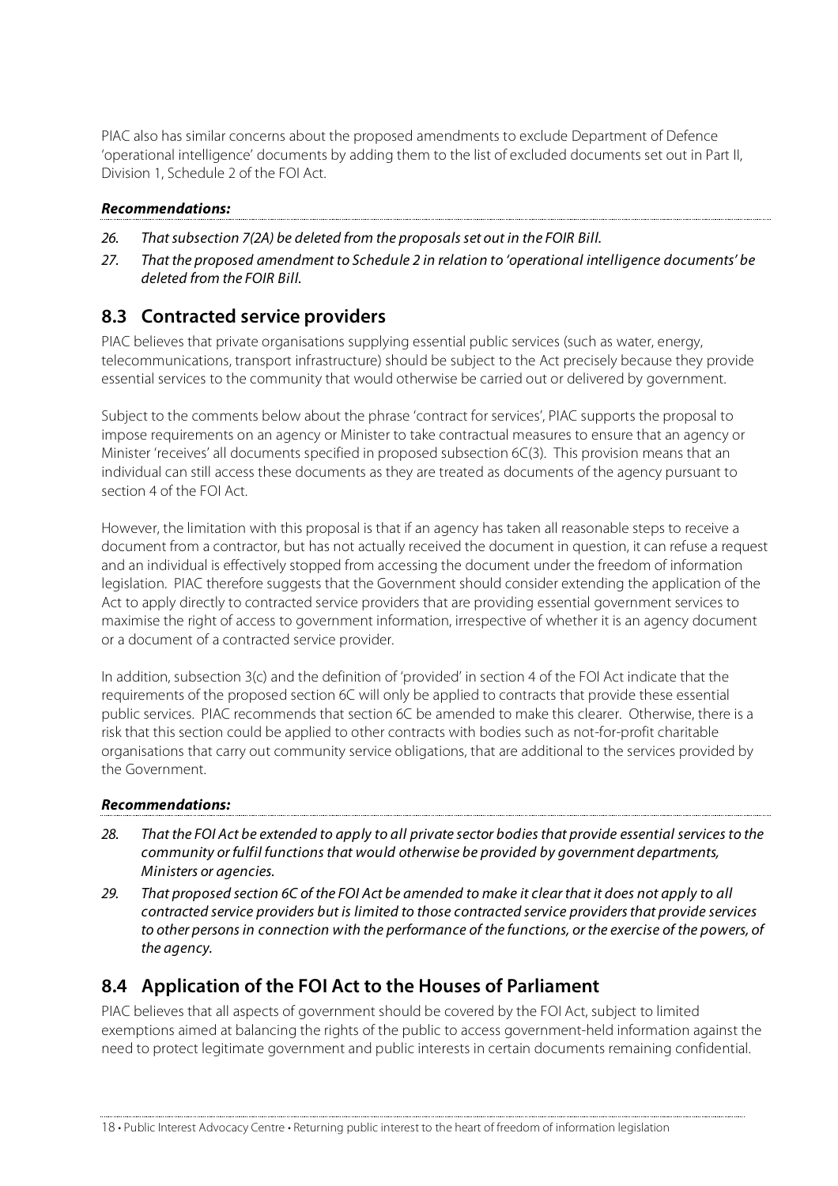PIAC also has similar concerns about the proposed amendments to exclude Department of Defence 'operational intelligence' documents by adding them to the list of excluded documents set out in Part II, Division 1, Schedule 2 of the FOI Act.

***Recommendations:***

26. *That subsection 7(2A) be deleted from the proposals set out in the FOIR Bill.*
27. *That the proposed amendment to Schedule 2 in relation to 'operational intelligence documents' be deleted from the FOIR Bill.*

## 8.3 Contracted service providers

PIAC believes that private organisations supplying essential public services (such as water, energy, telecommunications, transport infrastructure) should be subject to the Act precisely because they provide essential services to the community that would otherwise be carried out or delivered by government.

Subject to the comments below about the phrase 'contract for services', PIAC supports the proposal to impose requirements on an agency or Minister to take contractual measures to ensure that an agency or Minister 'receives' all documents specified in proposed subsection 6C(3). This provision means that an individual can still access these documents as they are treated as documents of the agency pursuant to section 4 of the FOI Act.

However, the limitation with this proposal is that if an agency has taken all reasonable steps to receive a document from a contractor, but has not actually received the document in question, it can refuse a request and an individual is effectively stopped from accessing the document under the freedom of information legislation. PIAC therefore suggests that the Government should consider extending the application of the Act to apply directly to contracted service providers that are providing essential government services to maximise the right of access to government information, irrespective of whether it is an agency document or a document of a contracted service provider.

In addition, subsection 3(c) and the definition of 'provided' in section 4 of the FOI Act indicate that the requirements of the proposed section 6C will only be applied to contracts that provide these essential public services. PIAC recommends that section 6C be amended to make this clearer. Otherwise, there is a risk that this section could be applied to other contracts with bodies such as not-for-profit charitable organisations that carry out community service obligations, that are additional to the services provided by the Government.

***Recommendations:***

28. *That the FOI Act be extended to apply to all private sector bodies that provide essential services to the community or fulfil functions that would otherwise be provided by government departments, Ministers or agencies.*
29. *That proposed section 6C of the FOI Act be amended to make it clear that it does not apply to all contracted service providers but is limited to those contracted service providers that provide services to other persons in connection with the performance of the functions, or the exercise of the powers, of the agency.*

## 8.4 Application of the FOI Act to the Houses of Parliament

PIAC believes that all aspects of government should be covered by the FOI Act, subject to limited exemptions aimed at balancing the rights of the public to access government-held information against the need to protect legitimate government and public interests in certain documents remaining confidential.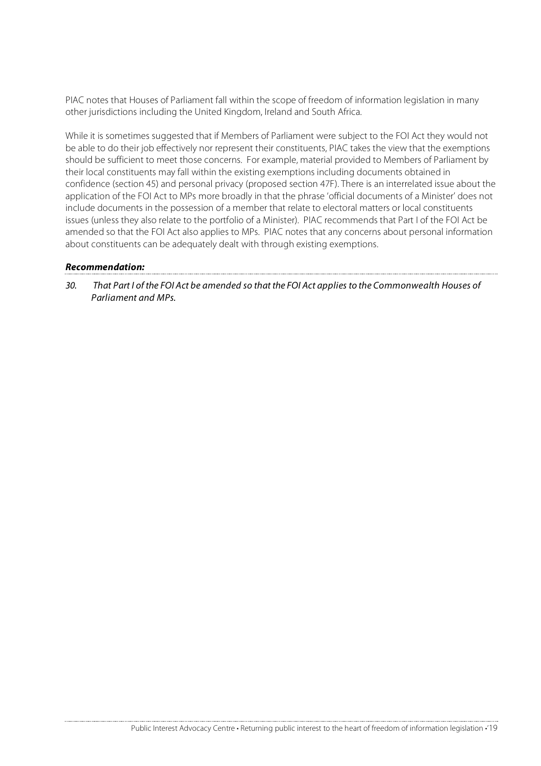PIAC notes that Houses of Parliament fall within the scope of freedom of information legislation in many other jurisdictions including the United Kingdom, Ireland and South Africa.

While it is sometimes suggested that if Members of Parliament were subject to the FOI Act they would not be able to do their job effectively nor represent their constituents, PIAC takes the view that the exemptions should be sufficient to meet those concerns. For example, material provided to Members of Parliament by their local constituents may fall within the existing exemptions including documents obtained in confidence (section 45) and personal privacy (proposed section 47F). There is an interrelated issue about the application of the FOI Act to MPs more broadly in that the phrase 'official documents of a Minister' does not include documents in the possession of a member that relate to electoral matters or local constituents issues (unless they also relate to the portfolio of a Minister). PIAC recommends that Part I of the FOI Act be amended so that the FOI Act also applies to MPs. PIAC notes that any concerns about personal information about constituents can be adequately dealt with through existing exemptions.

***Recommendation:***

*30. That Part I of the FOI Act be amended so that the FOI Act applies to the Commonwealth Houses of Parliament and MPs.*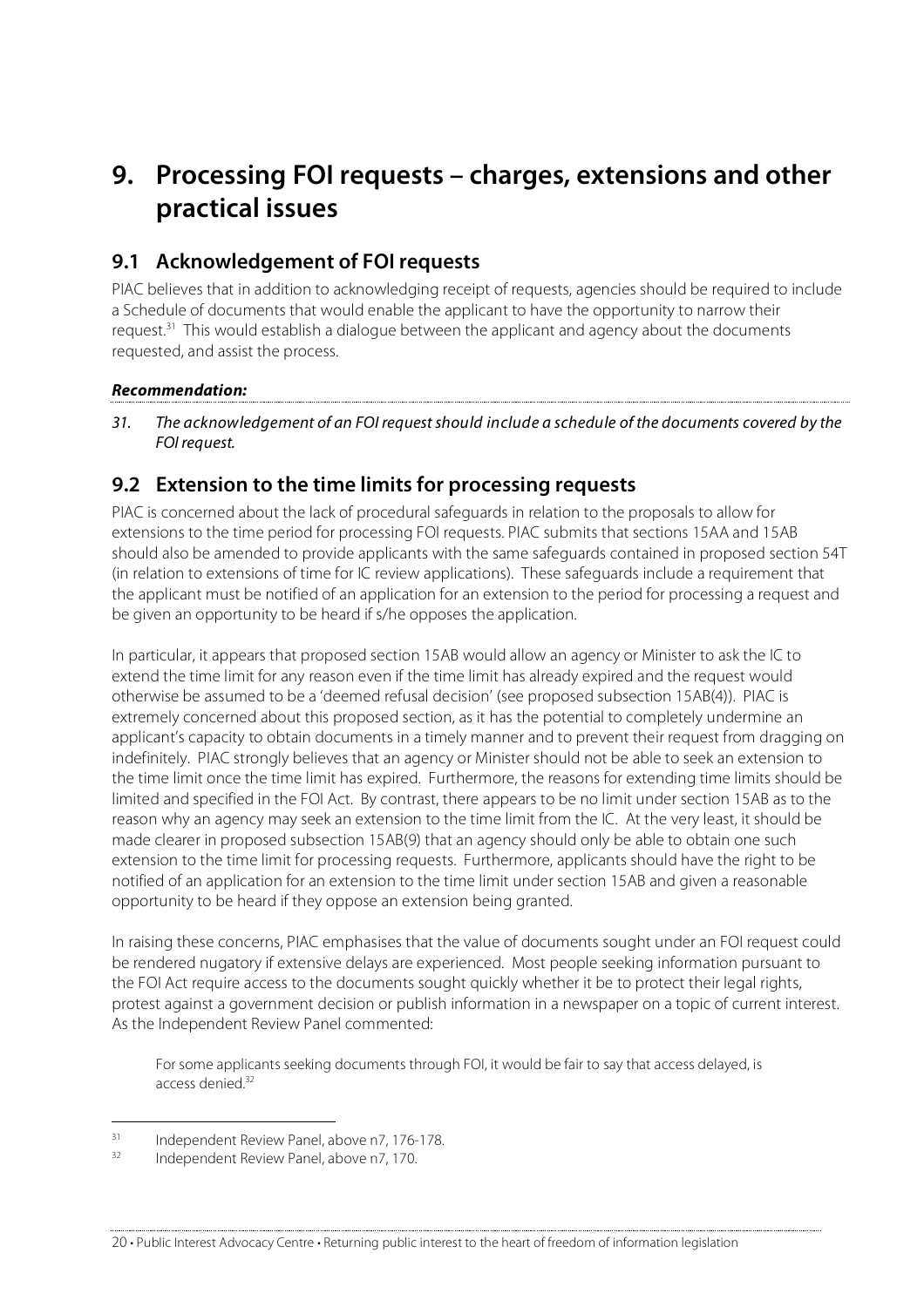# 9. Processing FOI requests – charges, extensions and other practical issues

## 9.1 Acknowledgement of FOI requests

PIAC believes that in addition to acknowledging receipt of requests, agencies should be required to include a Schedule of documents that would enable the applicant to have the opportunity to narrow their request.[31] This would establish a dialogue between the applicant and agency about the documents requested, and assist the process.

***Recommendation:***

31. *The acknowledgement of an FOI request should include a schedule of the documents covered by the FOI request.*

## 9.2 Extension to the time limits for processing requests

PIAC is concerned about the lack of procedural safeguards in relation to the proposals to allow for extensions to the time period for processing FOI requests. PIAC submits that sections 15AA and 15AB should also be amended to provide applicants with the same safeguards contained in proposed section 54T (in relation to extensions of time for IC review applications). These safeguards include a requirement that the applicant must be notified of an application for an extension to the period for processing a request and be given an opportunity to be heard if s/he opposes the application.

In particular, it appears that proposed section 15AB would allow an agency or Minister to ask the IC to extend the time limit for any reason even if the time limit has already expired and the request would otherwise be assumed to be a 'deemed refusal decision' (see proposed subsection 15AB(4)). PIAC is extremely concerned about this proposed section, as it has the potential to completely undermine an applicant's capacity to obtain documents in a timely manner and to prevent their request from dragging on indefinitely. PIAC strongly believes that an agency or Minister should not be able to seek an extension to the time limit once the time limit has expired. Furthermore, the reasons for extending time limits should be limited and specified in the FOI Act. By contrast, there appears to be no limit under section 15AB as to the reason why an agency may seek an extension to the time limit from the IC. At the very least, it should be made clearer in proposed subsection 15AB(9) that an agency should only be able to obtain one such extension to the time limit for processing requests. Furthermore, applicants should have the right to be notified of an application for an extension to the time limit under section 15AB and given a reasonable opportunity to be heard if they oppose an extension being granted.

In raising these concerns, PIAC emphasises that the value of documents sought under an FOI request could be rendered nugatory if extensive delays are experienced. Most people seeking information pursuant to the FOI Act require access to the documents sought quickly whether it be to protect their legal rights, protest against a government decision or publish information in a newspaper on a topic of current interest. As the Independent Review Panel commented:

> For some applicants seeking documents through FOI, it would be fair to say that access delayed, is access denied.[32]

---

[31] Independent Review Panel, above n7, 176-178.

[32] Independent Review Panel, above n7, 170.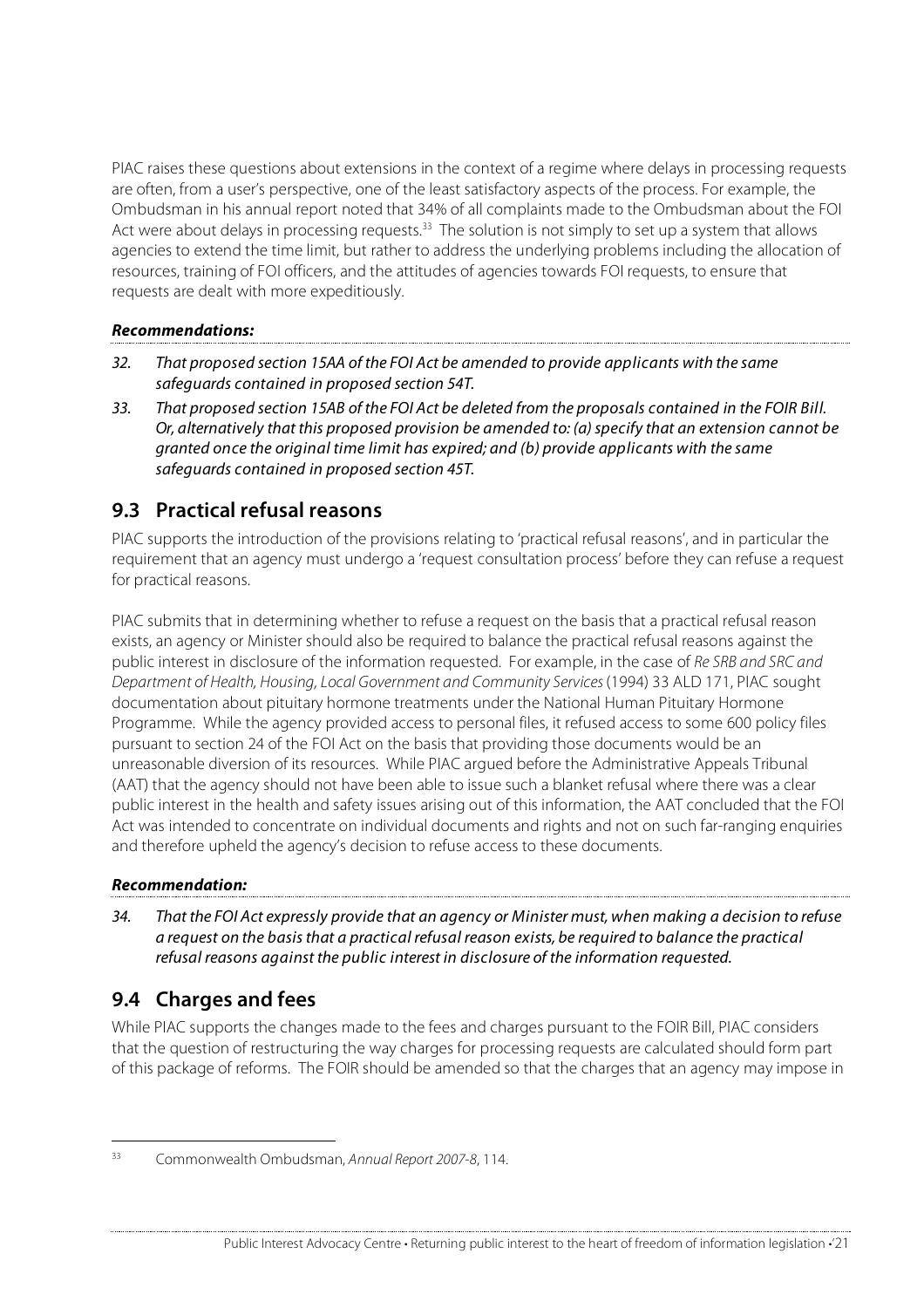PIAC raises these questions about extensions in the context of a regime where delays in processing requests are often, from a user's perspective, one of the least satisfactory aspects of the process. For example, the Ombudsman in his annual report noted that 34% of all complaints made to the Ombudsman about the FOI Act were about delays in processing requests.[33] The solution is not simply to set up a system that allows agencies to extend the time limit, but rather to address the underlying problems including the allocation of resources, training of FOI officers, and the attitudes of agencies towards FOI requests, to ensure that requests are dealt with more expeditiously.

***Recommendations:***

32. *That proposed section 15AA of the FOI Act be amended to provide applicants with the same safeguards contained in proposed section 54T.*
33. *That proposed section 15AB of the FOI Act be deleted from the proposals contained in the FOIR Bill. Or, alternatively that this proposed provision be amended to: (a) specify that an extension cannot be granted once the original time limit has expired; and (b) provide applicants with the same safeguards contained in proposed section 45T.*

## 9.3 Practical refusal reasons

PIAC supports the introduction of the provisions relating to 'practical refusal reasons', and in particular the requirement that an agency must undergo a 'request consultation process' before they can refuse a request for practical reasons.

PIAC submits that in determining whether to refuse a request on the basis that a practical refusal reason exists, an agency or Minister should also be required to balance the practical refusal reasons against the public interest in disclosure of the information requested. For example, in the case of *Re SRB and SRC and Department of Health, Housing, Local Government and Community Services* (1994) 33 ALD 171, PIAC sought documentation about pituitary hormone treatments under the National Human Pituitary Hormone Programme. While the agency provided access to personal files, it refused access to some 600 policy files pursuant to section 24 of the FOI Act on the basis that providing those documents would be an unreasonable diversion of its resources. While PIAC argued before the Administrative Appeals Tribunal (AAT) that the agency should not have been able to issue such a blanket refusal where there was a clear public interest in the health and safety issues arising out of this information, the AAT concluded that the FOI Act was intended to concentrate on individual documents and rights and not on such far-ranging enquiries and therefore upheld the agency's decision to refuse access to these documents.

***Recommendation:***

34. *That the FOI Act expressly provide that an agency or Minister must, when making a decision to refuse a request on the basis that a practical refusal reason exists, be required to balance the practical refusal reasons against the public interest in disclosure of the information requested.*

## 9.4 Charges and fees

While PIAC supports the changes made to the fees and charges pursuant to the FOIR Bill, PIAC considers that the question of restructuring the way charges for processing requests are calculated should form part of this package of reforms. The FOIR should be amended so that the charges that an agency may impose in

[33] Commonwealth Ombudsman, *Annual Report 2007-8*, 114.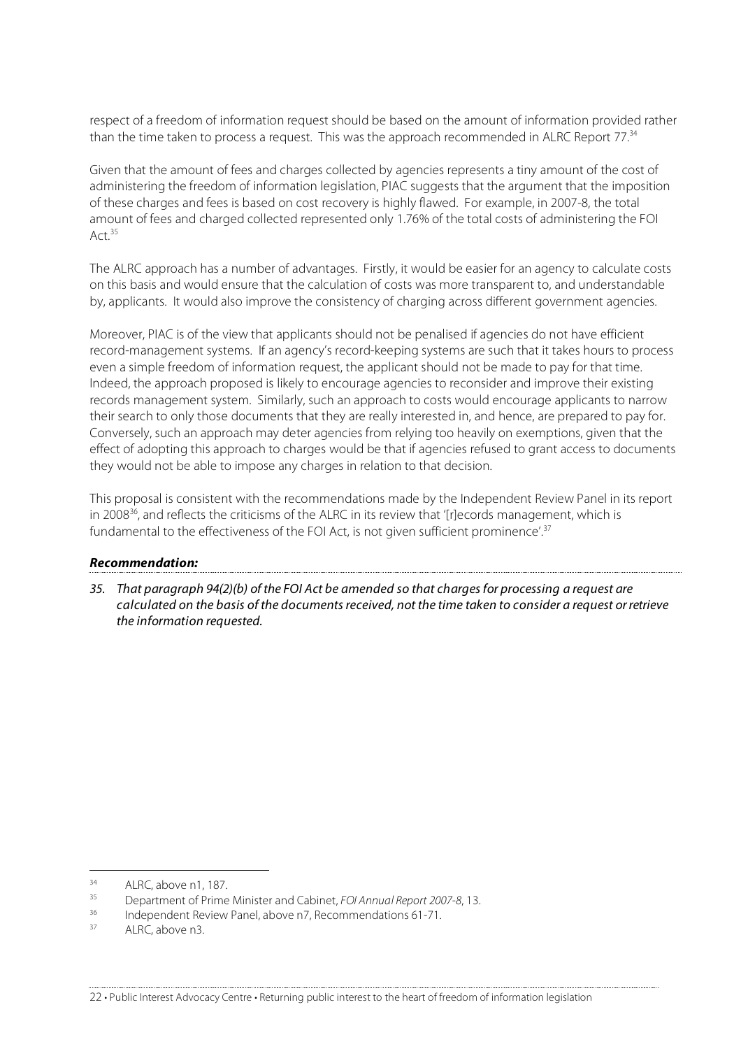respect of a freedom of information request should be based on the amount of information provided rather than the time taken to process a request. This was the approach recommended in ALRC Report 77.[34]

Given that the amount of fees and charges collected by agencies represents a tiny amount of the cost of administering the freedom of information legislation, PIAC suggests that the argument that the imposition of these charges and fees is based on cost recovery is highly flawed. For example, in 2007-8, the total amount of fees and charged collected represented only 1.76% of the total costs of administering the FOI Act.[35]

The ALRC approach has a number of advantages. Firstly, it would be easier for an agency to calculate costs on this basis and would ensure that the calculation of costs was more transparent to, and understandable by, applicants. It would also improve the consistency of charging across different government agencies.

Moreover, PIAC is of the view that applicants should not be penalised if agencies do not have efficient record-management systems. If an agency's record-keeping systems are such that it takes hours to process even a simple freedom of information request, the applicant should not be made to pay for that time. Indeed, the approach proposed is likely to encourage agencies to reconsider and improve their existing records management system. Similarly, such an approach to costs would encourage applicants to narrow their search to only those documents that they are really interested in, and hence, are prepared to pay for. Conversely, such an approach may deter agencies from relying too heavily on exemptions, given that the effect of adopting this approach to charges would be that if agencies refused to grant access to documents they would not be able to impose any charges in relation to that decision.

This proposal is consistent with the recommendations made by the Independent Review Panel in its report in 2008[36], and reflects the criticisms of the ALRC in its review that '[r]ecords management, which is fundamental to the effectiveness of the FOI Act, is not given sufficient prominence'.[37]

***Recommendation:***

*35. That paragraph 94(2)(b) of the FOI Act be amended so that charges for processing a request are calculated on the basis of the documents received, not the time taken to consider a request or retrieve the information requested.*

---

[34] ALRC, above n1, 187.

[35] Department of Prime Minister and Cabinet, *FOI Annual Report 2007-8*, 13.

[36] Independent Review Panel, above n7, Recommendations 61-71.

[37] ALRC, above n3.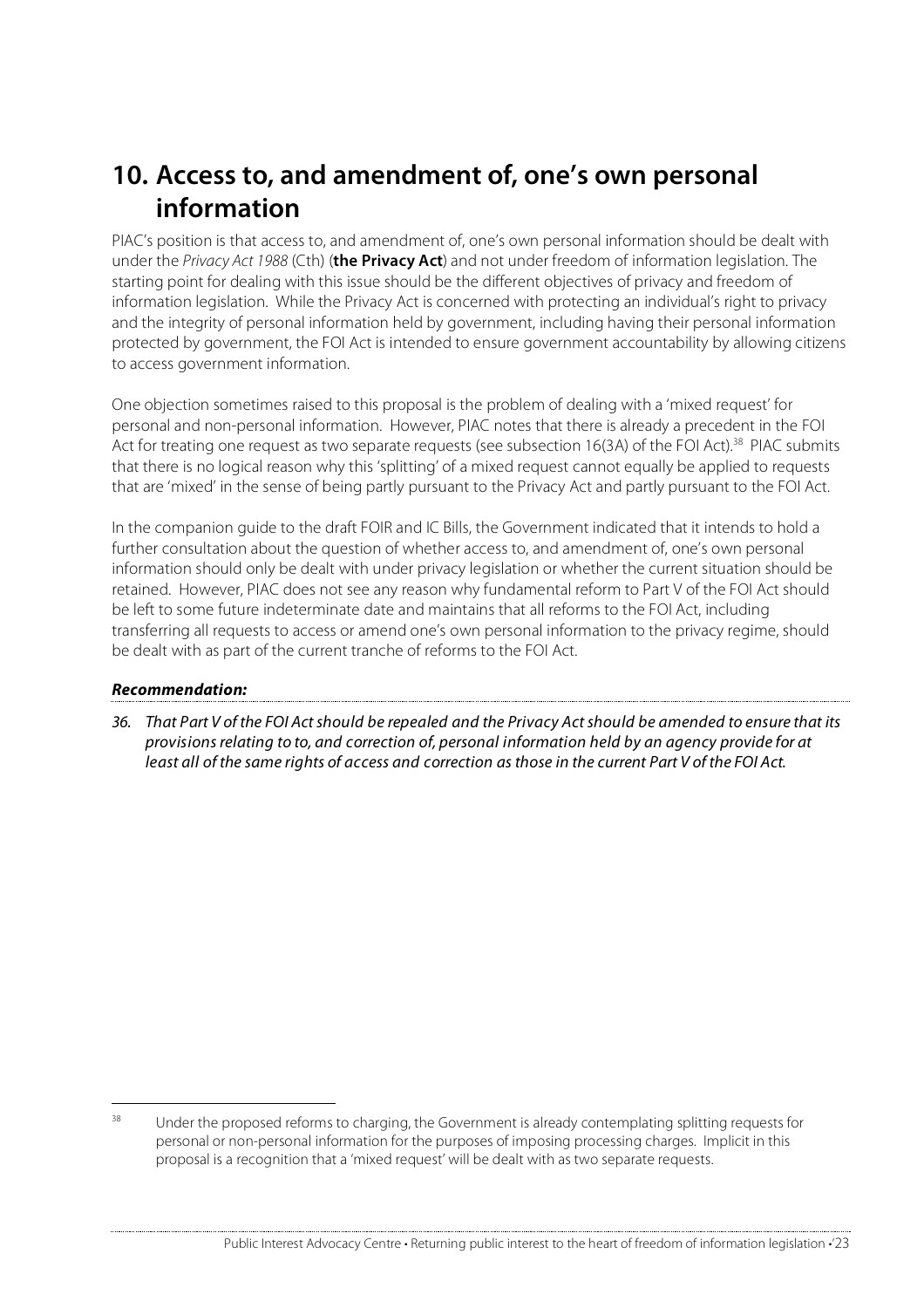# 10. Access to, and amendment of, one's own personal information

PIAC's position is that access to, and amendment of, one's own personal information should be dealt with under the *Privacy Act 1988* (Cth) (**the Privacy Act**) and not under freedom of information legislation. The starting point for dealing with this issue should be the different objectives of privacy and freedom of information legislation. While the Privacy Act is concerned with protecting an individual's right to privacy and the integrity of personal information held by government, including having their personal information protected by government, the FOI Act is intended to ensure government accountability by allowing citizens to access government information.

One objection sometimes raised to this proposal is the problem of dealing with a 'mixed request' for personal and non-personal information. However, PIAC notes that there is already a precedent in the FOI Act for treating one request as two separate requests (see subsection 16(3A) of the FOI Act).[38] PIAC submits that there is no logical reason why this 'splitting' of a mixed request cannot equally be applied to requests that are 'mixed' in the sense of being partly pursuant to the Privacy Act and partly pursuant to the FOI Act.

In the companion guide to the draft FOIR and IC Bills, the Government indicated that it intends to hold a further consultation about the question of whether access to, and amendment of, one's own personal information should only be dealt with under privacy legislation or whether the current situation should be retained. However, PIAC does not see any reason why fundamental reform to Part V of the FOI Act should be left to some future indeterminate date and maintains that all reforms to the FOI Act, including transferring all requests to access or amend one's own personal information to the privacy regime, should be dealt with as part of the current tranche of reforms to the FOI Act.

***Recommendation:***

*36. That Part V of the FOI Act should be repealed and the Privacy Act should be amended to ensure that its provisions relating to to, and correction of, personal information held by an agency provide for at least all of the same rights of access and correction as those in the current Part V of the FOI Act.*

---

[38] Under the proposed reforms to charging, the Government is already contemplating splitting requests for personal or non-personal information for the purposes of imposing processing charges. Implicit in this proposal is a recognition that a 'mixed request' will be dealt with as two separate requests.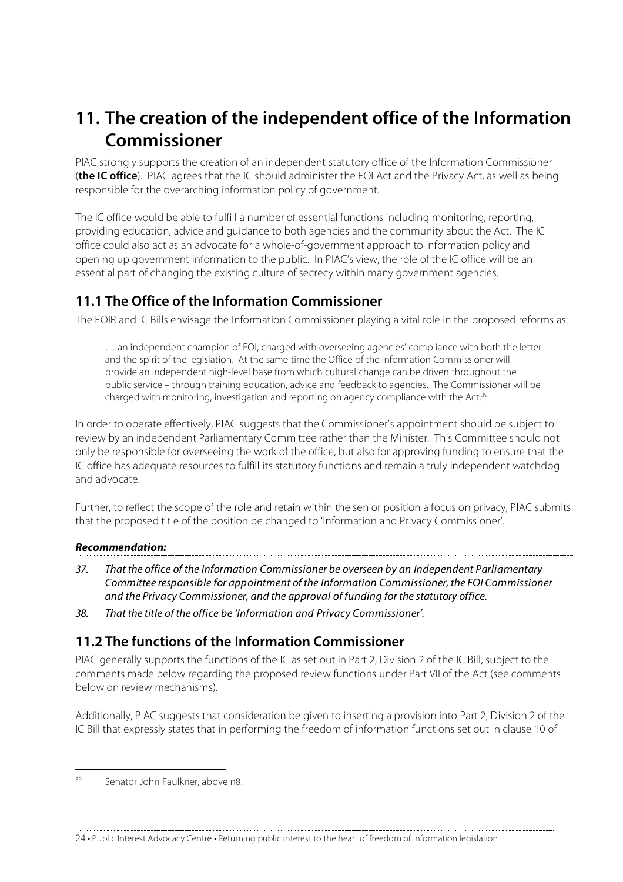# 11. The creation of the independent office of the Information Commissioner

PIAC strongly supports the creation of an independent statutory office of the Information Commissioner (**the IC office**). PIAC agrees that the IC should administer the FOI Act and the Privacy Act, as well as being responsible for the overarching information policy of government.

The IC office would be able to fulfill a number of essential functions including monitoring, reporting, providing education, advice and guidance to both agencies and the community about the Act. The IC office could also act as an advocate for a whole-of-government approach to information policy and opening up government information to the public. In PIAC's view, the role of the IC office will be an essential part of changing the existing culture of secrecy within many government agencies.

## 11.1 The Office of the Information Commissioner

The FOIR and IC Bills envisage the Information Commissioner playing a vital role in the proposed reforms as:

> … an independent champion of FOI, charged with overseeing agencies' compliance with both the letter and the spirit of the legislation. At the same time the Office of the Information Commissioner will provide an independent high-level base from which cultural change can be driven throughout the public service – through training education, advice and feedback to agencies. The Commissioner will be charged with monitoring, investigation and reporting on agency compliance with the Act.[39]

In order to operate effectively, PIAC suggests that the Commissioner's appointment should be subject to review by an independent Parliamentary Committee rather than the Minister. This Committee should not only be responsible for overseeing the work of the office, but also for approving funding to ensure that the IC office has adequate resources to fulfill its statutory functions and remain a truly independent watchdog and advocate.

Further, to reflect the scope of the role and retain within the senior position a focus on privacy, PIAC submits that the proposed title of the position be changed to 'Information and Privacy Commissioner'.

#### *Recommendation:*

37. *That the office of the Information Commissioner be overseen by an Independent Parliamentary Committee responsible for appointment of the Information Commissioner, the FOI Commissioner and the Privacy Commissioner, and the approval of funding for the statutory office.*
38. *That the title of the office be 'Information and Privacy Commissioner'.*

## 11.2 The functions of the Information Commissioner

PIAC generally supports the functions of the IC as set out in Part 2, Division 2 of the IC Bill, subject to the comments made below regarding the proposed review functions under Part VII of the Act (see comments below on review mechanisms).

Additionally, PIAC suggests that consideration be given to inserting a provision into Part 2, Division 2 of the IC Bill that expressly states that in performing the freedom of information functions set out in clause 10 of

---

[39] Senator John Faulkner, above n8.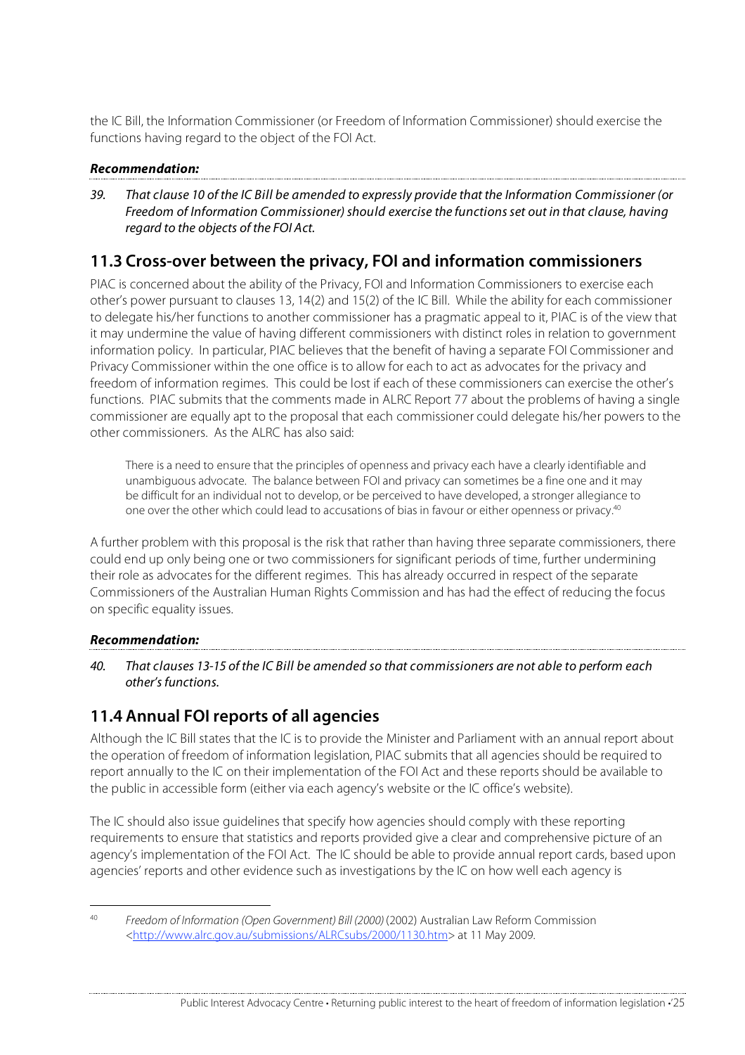the IC Bill, the Information Commissioner (or Freedom of Information Commissioner) should exercise the functions having regard to the object of the FOI Act.

***Recommendation:***

*39. That clause 10 of the IC Bill be amended to expressly provide that the Information Commissioner (or Freedom of Information Commissioner) should exercise the functions set out in that clause, having regard to the objects of the FOI Act.*

## 11.3 Cross-over between the privacy, FOI and information commissioners

PIAC is concerned about the ability of the Privacy, FOI and Information Commissioners to exercise each other's power pursuant to clauses 13, 14(2) and 15(2) of the IC Bill. While the ability for each commissioner to delegate his/her functions to another commissioner has a pragmatic appeal to it, PIAC is of the view that it may undermine the value of having different commissioners with distinct roles in relation to government information policy. In particular, PIAC believes that the benefit of having a separate FOI Commissioner and Privacy Commissioner within the one office is to allow for each to act as advocates for the privacy and freedom of information regimes. This could be lost if each of these commissioners can exercise the other's functions. PIAC submits that the comments made in ALRC Report 77 about the problems of having a single commissioner are equally apt to the proposal that each commissioner could delegate his/her powers to the other commissioners. As the ALRC has also said:

> There is a need to ensure that the principles of openness and privacy each have a clearly identifiable and unambiguous advocate. The balance between FOI and privacy can sometimes be a fine one and it may be difficult for an individual not to develop, or be perceived to have developed, a stronger allegiance to one over the other which could lead to accusations of bias in favour or either openness or privacy.[40]

A further problem with this proposal is the risk that rather than having three separate commissioners, there could end up only being one or two commissioners for significant periods of time, further undermining their role as advocates for the different regimes. This has already occurred in respect of the separate Commissioners of the Australian Human Rights Commission and has had the effect of reducing the focus on specific equality issues.

***Recommendation:***

*40. That clauses 13-15 of the IC Bill be amended so that commissioners are not able to perform each other's functions.*

## 11.4 Annual FOI reports of all agencies

Although the IC Bill states that the IC is to provide the Minister and Parliament with an annual report about the operation of freedom of information legislation, PIAC submits that all agencies should be required to report annually to the IC on their implementation of the FOI Act and these reports should be available to the public in accessible form (either via each agency's website or the IC office's website).

The IC should also issue guidelines that specify how agencies should comply with these reporting requirements to ensure that statistics and reports provided give a clear and comprehensive picture of an agency's implementation of the FOI Act. The IC should be able to provide annual report cards, based upon agencies' reports and other evidence such as investigations by the IC on how well each agency is

---

[40] *Freedom of Information (Open Government) Bill (2000)* (2002) Australian Law Reform Commission <http://www.alrc.gov.au/submissions/ALRCsubs/2000/1130.htm> at 11 May 2009.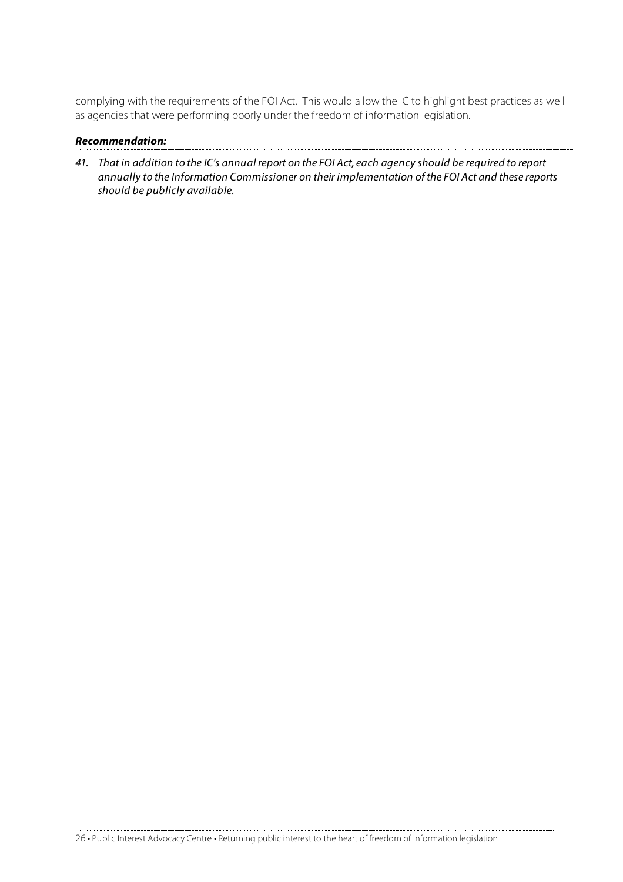complying with the requirements of the FOI Act. This would allow the IC to highlight best practices as well as agencies that were performing poorly under the freedom of information legislation.

***Recommendation:***

41. *That in addition to the IC's annual report on the FOI Act, each agency should be required to report annually to the Information Commissioner on their implementation of the FOI Act and these reports should be publicly available.*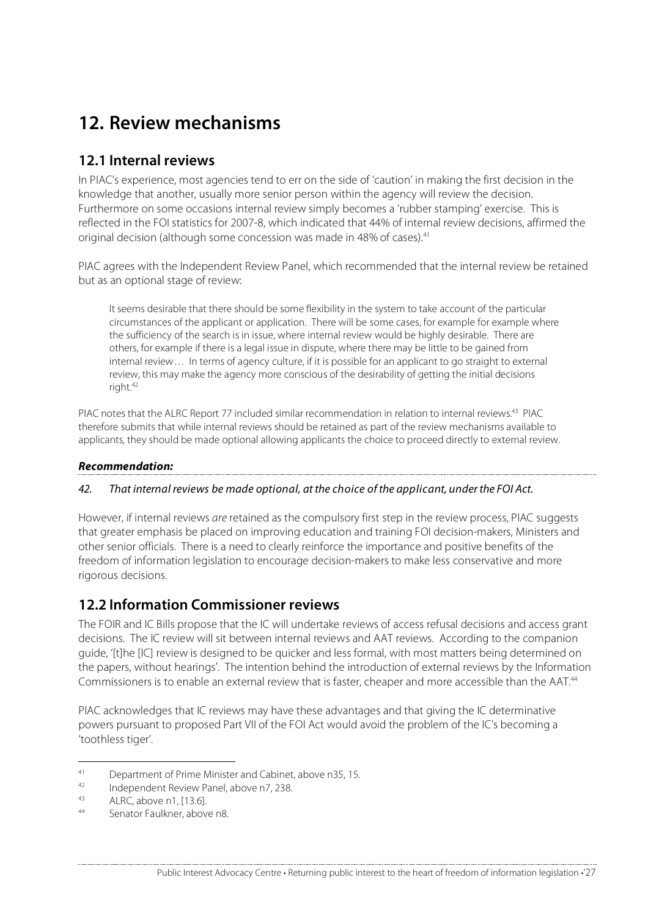# 12. Review mechanisms

## 12.1 Internal reviews

In PIAC's experience, most agencies tend to err on the side of 'caution' in making the first decision in the knowledge that another, usually more senior person within the agency will review the decision. Furthermore on some occasions internal review simply becomes a 'rubber stamping' exercise. This is reflected in the FOI statistics for 2007-8, which indicated that 44% of internal review decisions, affirmed the original decision (although some concession was made in 48% of cases).[41]

PIAC agrees with the Independent Review Panel, which recommended that the internal review be retained but as an optional stage of review:

> It seems desirable that there should be some flexibility in the system to take account of the particular circumstances of the applicant or application. There will be some cases, for example for example where the sufficiency of the search is in issue, where internal review would be highly desirable. There are others, for example if there is a legal issue in dispute, where there may be little to be gained from internal review… In terms of agency culture, if it is possible for an applicant to go straight to external review, this may make the agency more conscious of the desirability of getting the initial decisions right.[42]

PIAC notes that the ALRC Report 77 included similar recommendation in relation to internal reviews.[43] PIAC therefore submits that while internal reviews should be retained as part of the review mechanisms available to applicants, they should be made optional allowing applicants the choice to proceed directly to external review.

***Recommendation:***

*42. That internal reviews be made optional, at the choice of the applicant, under the FOI Act.*

However, if internal reviews *are* retained as the compulsory first step in the review process, PIAC suggests that greater emphasis be placed on improving education and training FOI decision-makers, Ministers and other senior officials. There is a need to clearly reinforce the importance and positive benefits of the freedom of information legislation to encourage decision-makers to make less conservative and more rigorous decisions.

## 12.2 Information Commissioner reviews

The FOIR and IC Bills propose that the IC will undertake reviews of access refusal decisions and access grant decisions. The IC review will sit between internal reviews and AAT reviews. According to the companion guide, '[t]he [IC] review is designed to be quicker and less formal, with most matters being determined on the papers, without hearings'. The intention behind the introduction of external reviews by the Information Commissioners is to enable an external review that is faster, cheaper and more accessible than the AAT.[44]

PIAC acknowledges that IC reviews may have these advantages and that giving the IC determinative powers pursuant to proposed Part VII of the FOI Act would avoid the problem of the IC's becoming a 'toothless tiger'.

---

[41] Department of Prime Minister and Cabinet, above n35, 15.

[42] Independent Review Panel, above n7, 238.

[43] ALRC, above n1, [13.6].

[44] Senator Faulkner, above n8.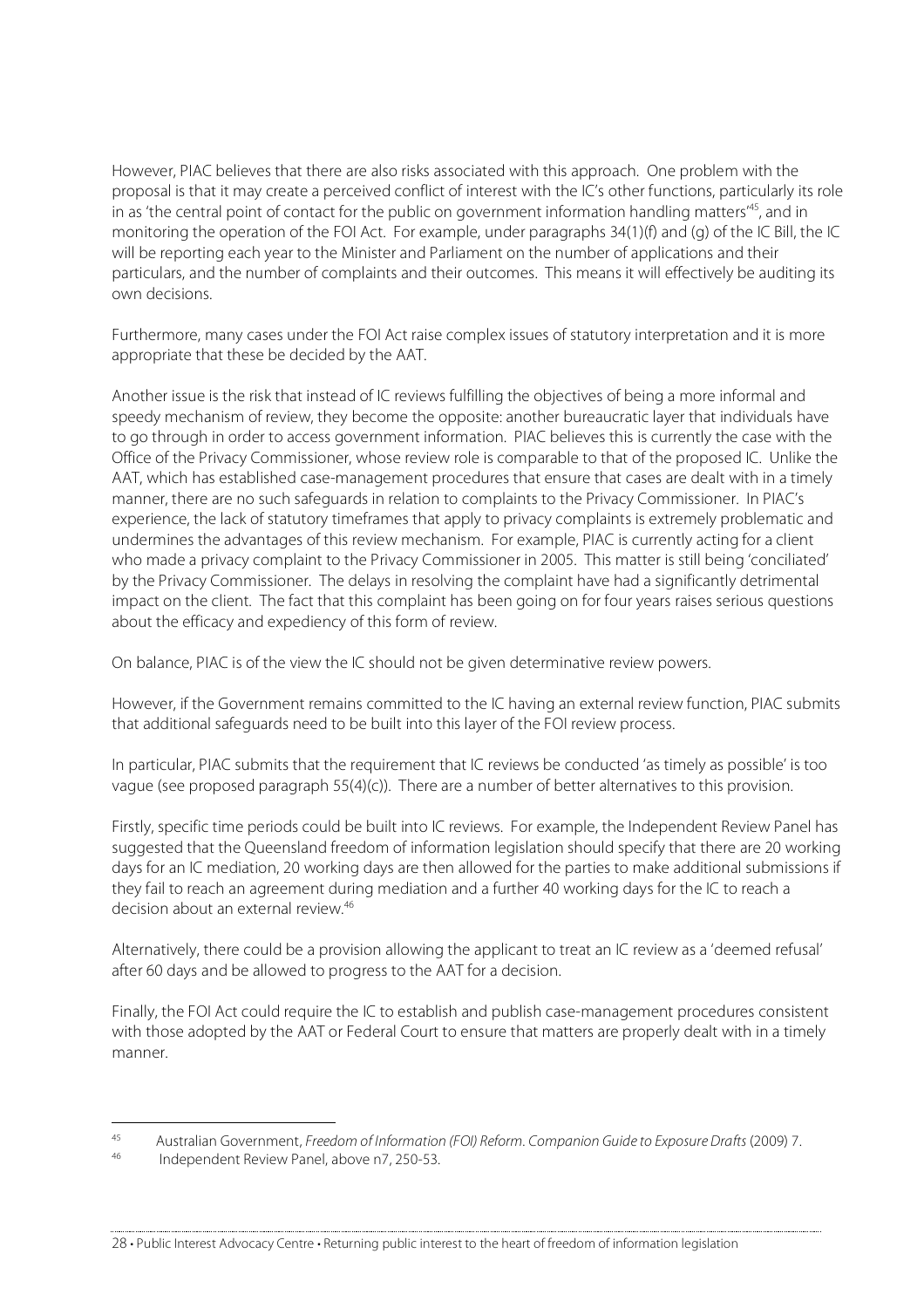However, PIAC believes that there are also risks associated with this approach. One problem with the proposal is that it may create a perceived conflict of interest with the IC's other functions, particularly its role in as 'the central point of contact for the public on government information handling matters'[45], and in monitoring the operation of the FOI Act. For example, under paragraphs 34(1)(f) and (g) of the IC Bill, the IC will be reporting each year to the Minister and Parliament on the number of applications and their particulars, and the number of complaints and their outcomes. This means it will effectively be auditing its own decisions.

Furthermore, many cases under the FOI Act raise complex issues of statutory interpretation and it is more appropriate that these be decided by the AAT.

Another issue is the risk that instead of IC reviews fulfilling the objectives of being a more informal and speedy mechanism of review, they become the opposite: another bureaucratic layer that individuals have to go through in order to access government information. PIAC believes this is currently the case with the Office of the Privacy Commissioner, whose review role is comparable to that of the proposed IC. Unlike the AAT, which has established case-management procedures that ensure that cases are dealt with in a timely manner, there are no such safeguards in relation to complaints to the Privacy Commissioner. In PIAC's experience, the lack of statutory timeframes that apply to privacy complaints is extremely problematic and undermines the advantages of this review mechanism. For example, PIAC is currently acting for a client who made a privacy complaint to the Privacy Commissioner in 2005. This matter is still being 'conciliated' by the Privacy Commissioner. The delays in resolving the complaint have had a significantly detrimental impact on the client. The fact that this complaint has been going on for four years raises serious questions about the efficacy and expediency of this form of review.

On balance, PIAC is of the view the IC should not be given determinative review powers.

However, if the Government remains committed to the IC having an external review function, PIAC submits that additional safeguards need to be built into this layer of the FOI review process.

In particular, PIAC submits that the requirement that IC reviews be conducted 'as timely as possible' is too vague (see proposed paragraph 55(4)(c)). There are a number of better alternatives to this provision.

Firstly, specific time periods could be built into IC reviews. For example, the Independent Review Panel has suggested that the Queensland freedom of information legislation should specify that there are 20 working days for an IC mediation, 20 working days are then allowed for the parties to make additional submissions if they fail to reach an agreement during mediation and a further 40 working days for the IC to reach a decision about an external review.[46]

Alternatively, there could be a provision allowing the applicant to treat an IC review as a 'deemed refusal' after 60 days and be allowed to progress to the AAT for a decision.

Finally, the FOI Act could require the IC to establish and publish case-management procedures consistent with those adopted by the AAT or Federal Court to ensure that matters are properly dealt with in a timely manner.

---

[45] Australian Government, *Freedom of Information (FOI) Reform. Companion Guide to Exposure Drafts* (2009) 7.

[46] Independent Review Panel, above n7, 250-53.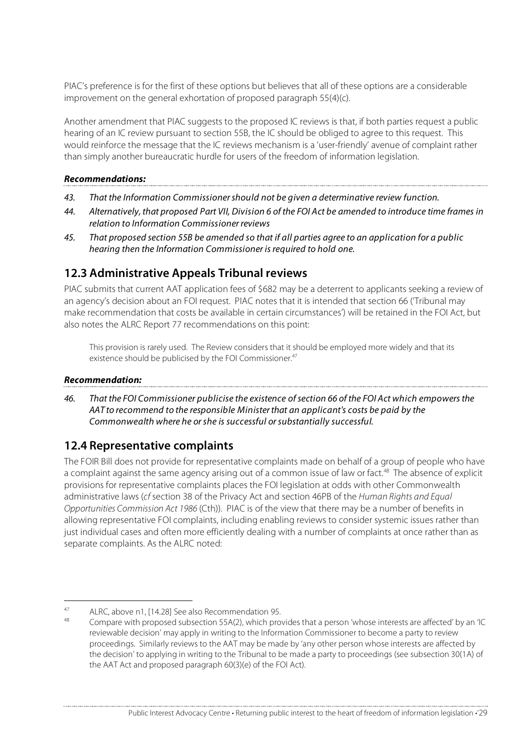PIAC's preference is for the first of these options but believes that all of these options are a considerable improvement on the general exhortation of proposed paragraph 55(4)(c).

Another amendment that PIAC suggests to the proposed IC reviews is that, if both parties request a public hearing of an IC review pursuant to section 55B, the IC should be obliged to agree to this request. This would reinforce the message that the IC reviews mechanism is a 'user-friendly' avenue of complaint rather than simply another bureaucratic hurdle for users of the freedom of information legislation.

***Recommendations:***

*43. That the Information Commissioner should not be given a determinative review function.*

*44. Alternatively, that proposed Part VII, Division 6 of the FOI Act be amended to introduce time frames in relation to Information Commissioner reviews*

*45. That proposed section 55B be amended so that if all parties agree to an application for a public hearing then the Information Commissioner is required to hold one.*

## 12.3 Administrative Appeals Tribunal reviews

PIAC submits that current AAT application fees of $682 may be a deterrent to applicants seeking a review of an agency's decision about an FOI request. PIAC notes that it is intended that section 66 ('Tribunal may make recommendation that costs be available in certain circumstances') will be retained in the FOI Act, but also notes the ALRC Report 77 recommendations on this point:

> This provision is rarely used. The Review considers that it should be employed more widely and that its existence should be publicised by the FOI Commissioner.[47]

***Recommendation:***

*46. That the FOI Commissioner publicise the existence of section 66 of the FOI Act which empowers the AAT to recommend to the responsible Minister that an applicant's costs be paid by the Commonwealth where he or she is successful or substantially successful.*

## 12.4 Representative complaints

The FOIR Bill does not provide for representative complaints made on behalf of a group of people who have a complaint against the same agency arising out of a common issue of law or fact.[48] The absence of explicit provisions for representative complaints places the FOI legislation at odds with other Commonwealth administrative laws (*cf* section 38 of the Privacy Act and section 46PB of the *Human Rights and Equal Opportunities Commission Act 1986* (Cth)). PIAC is of the view that there may be a number of benefits in allowing representative FOI complaints, including enabling reviews to consider systemic issues rather than just individual cases and often more efficiently dealing with a number of complaints at once rather than as separate complaints. As the ALRC noted:

---

[47] ALRC, above n1, [14.28] See also Recommendation 95.

[48] Compare with proposed subsection 55A(2), which provides that a person 'whose interests are affected' by an 'IC reviewable decision' may apply in writing to the Information Commissioner to become a party to review proceedings. Similarly reviews to the AAT may be made by 'any other person whose interests are affected by the decision' to applying in writing to the Tribunal to be made a party to proceedings (see subsection 30(1A) of the AAT Act and proposed paragraph 60(3)(e) of the FOI Act).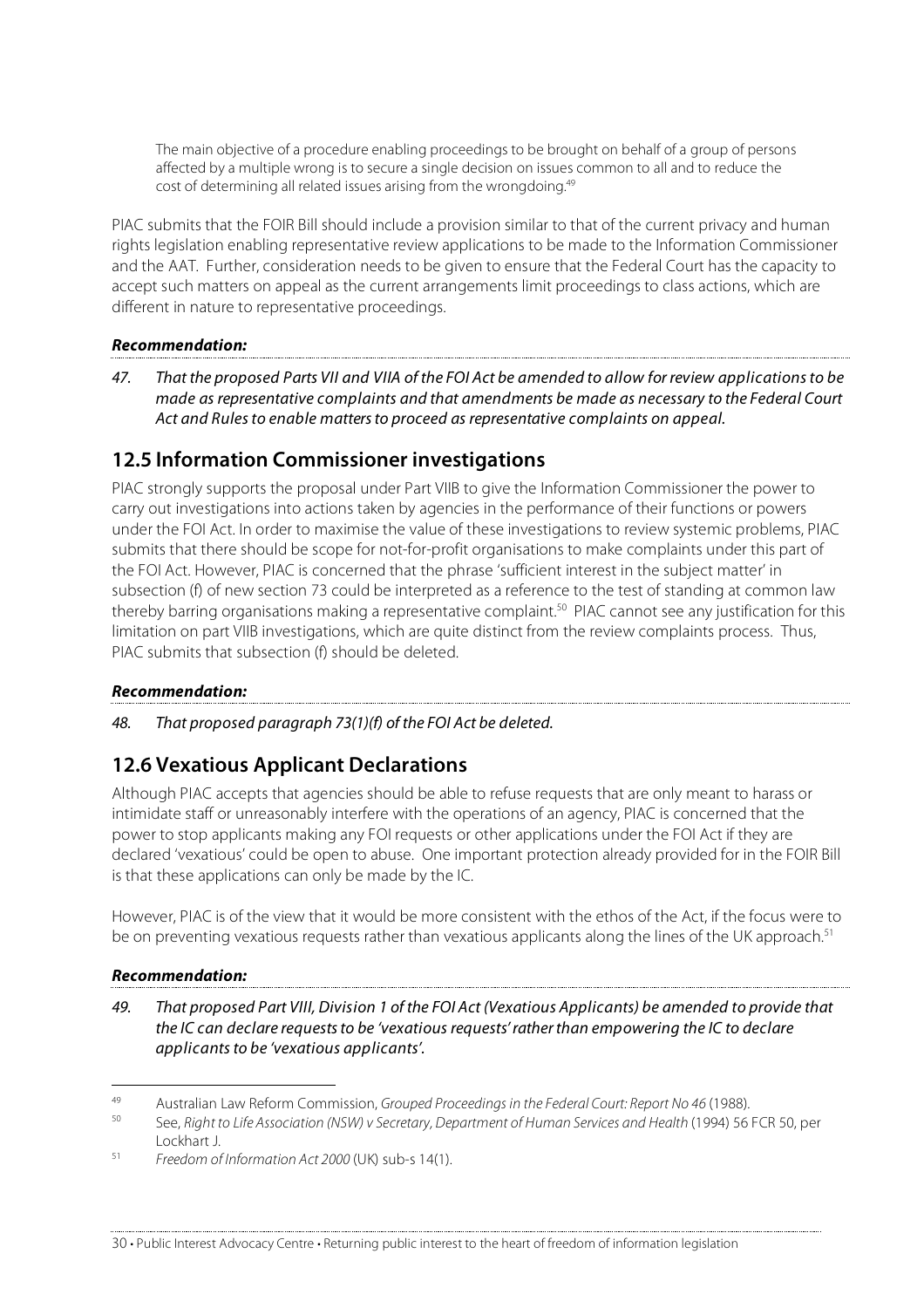> The main objective of a procedure enabling proceedings to be brought on behalf of a group of persons affected by a multiple wrong is to secure a single decision on issues common to all and to reduce the cost of determining all related issues arising from the wrongdoing.[49]

PIAC submits that the FOIR Bill should include a provision similar to that of the current privacy and human rights legislation enabling representative review applications to be made to the Information Commissioner and the AAT. Further, consideration needs to be given to ensure that the Federal Court has the capacity to accept such matters on appeal as the current arrangements limit proceedings to class actions, which are different in nature to representative proceedings.

***Recommendation:***

*47. That the proposed Parts VII and VIIA of the FOI Act be amended to allow for review applications to be made as representative complaints and that amendments be made as necessary to the Federal Court Act and Rules to enable matters to proceed as representative complaints on appeal.*

## 12.5 Information Commissioner investigations

PIAC strongly supports the proposal under Part VIIB to give the Information Commissioner the power to carry out investigations into actions taken by agencies in the performance of their functions or powers under the FOI Act. In order to maximise the value of these investigations to review systemic problems, PIAC submits that there should be scope for not-for-profit organisations to make complaints under this part of the FOI Act. However, PIAC is concerned that the phrase 'sufficient interest in the subject matter' in subsection (f) of new section 73 could be interpreted as a reference to the test of standing at common law thereby barring organisations making a representative complaint.[50] PIAC cannot see any justification for this limitation on part VIIB investigations, which are quite distinct from the review complaints process. Thus, PIAC submits that subsection (f) should be deleted.

***Recommendation:***

*48. That proposed paragraph 73(1)(f) of the FOI Act be deleted.*

## 12.6 Vexatious Applicant Declarations

Although PIAC accepts that agencies should be able to refuse requests that are only meant to harass or intimidate staff or unreasonably interfere with the operations of an agency, PIAC is concerned that the power to stop applicants making any FOI requests or other applications under the FOI Act if they are declared 'vexatious' could be open to abuse. One important protection already provided for in the FOIR Bill is that these applications can only be made by the IC.

However, PIAC is of the view that it would be more consistent with the ethos of the Act, if the focus were to be on preventing vexatious requests rather than vexatious applicants along the lines of the UK approach.[51]

***Recommendation:***

*49. That proposed Part VIII, Division 1 of the FOI Act (Vexatious Applicants) be amended to provide that the IC can declare requests to be 'vexatious requests' rather than empowering the IC to declare applicants to be 'vexatious applicants'.*

---

[49] Australian Law Reform Commission, *Grouped Proceedings in the Federal Court: Report No 46* (1988).

[50] See, *Right to Life Association (NSW) v Secretary, Department of Human Services and Health* (1994) 56 FCR 50, per Lockhart J.

[51] *Freedom of Information Act 2000* (UK) sub-s 14(1).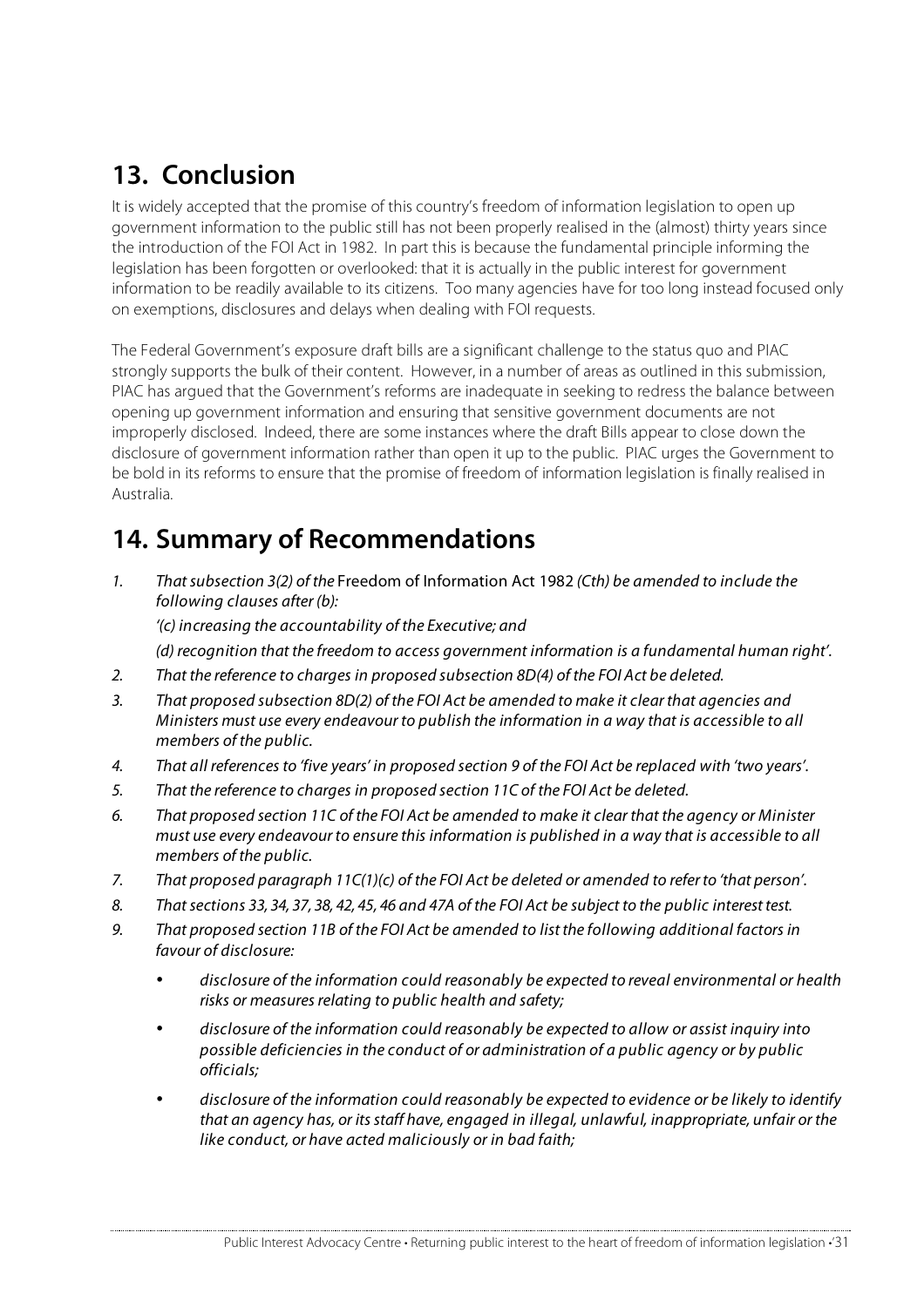## 13. Conclusion

It is widely accepted that the promise of this country's freedom of information legislation to open up government information to the public still has not been properly realised in the (almost) thirty years since the introduction of the FOI Act in 1982. In part this is because the fundamental principle informing the legislation has been forgotten or overlooked: that it is actually in the public interest for government information to be readily available to its citizens. Too many agencies have for too long instead focused only on exemptions, disclosures and delays when dealing with FOI requests.

The Federal Government's exposure draft bills are a significant challenge to the status quo and PIAC strongly supports the bulk of their content. However, in a number of areas as outlined in this submission, PIAC has argued that the Government's reforms are inadequate in seeking to redress the balance between opening up government information and ensuring that sensitive government documents are not improperly disclosed. Indeed, there are some instances where the draft Bills appear to close down the disclosure of government information rather than open it up to the public. PIAC urges the Government to be bold in its reforms to ensure that the promise of freedom of information legislation is finally realised in Australia.

## 14. Summary of Recommendations

1. *That subsection 3(2) of the* Freedom of Information Act 1982 *(Cth) be amended to include the following clauses after (b):*

   *'(c) increasing the accountability of the Executive; and*

   *(d) recognition that the freedom to access government information is a fundamental human right'.*
2. *That the reference to charges in proposed subsection 8D(4) of the FOI Act be deleted.*
3. *That proposed subsection 8D(2) of the FOI Act be amended to make it clear that agencies and Ministers must use every endeavour to publish the information in a way that is accessible to all members of the public.*
4. *That all references to 'five years' in proposed section 9 of the FOI Act be replaced with 'two years'.*
5. *That the reference to charges in proposed section 11C of the FOI Act be deleted.*
6. *That proposed section 11C of the FOI Act be amended to make it clear that the agency or Minister must use every endeavour to ensure this information is published in a way that is accessible to all members of the public.*
7. *That proposed paragraph 11C(1)(c) of the FOI Act be deleted or amended to refer to 'that person'.*
8. *That sections 33, 34, 37, 38, 42, 45, 46 and 47A of the FOI Act be subject to the public interest test.*
9. *That proposed section 11B of the FOI Act be amended to list the following additional factors in favour of disclosure:*
   - *disclosure of the information could reasonably be expected to reveal environmental or health risks or measures relating to public health and safety;*
   - *disclosure of the information could reasonably be expected to allow or assist inquiry into possible deficiencies in the conduct of or administration of a public agency or by public officials;*
   - *disclosure of the information could reasonably be expected to evidence or be likely to identify that an agency has, or its staff have, engaged in illegal, unlawful, inappropriate, unfair or the like conduct, or have acted maliciously or in bad faith;*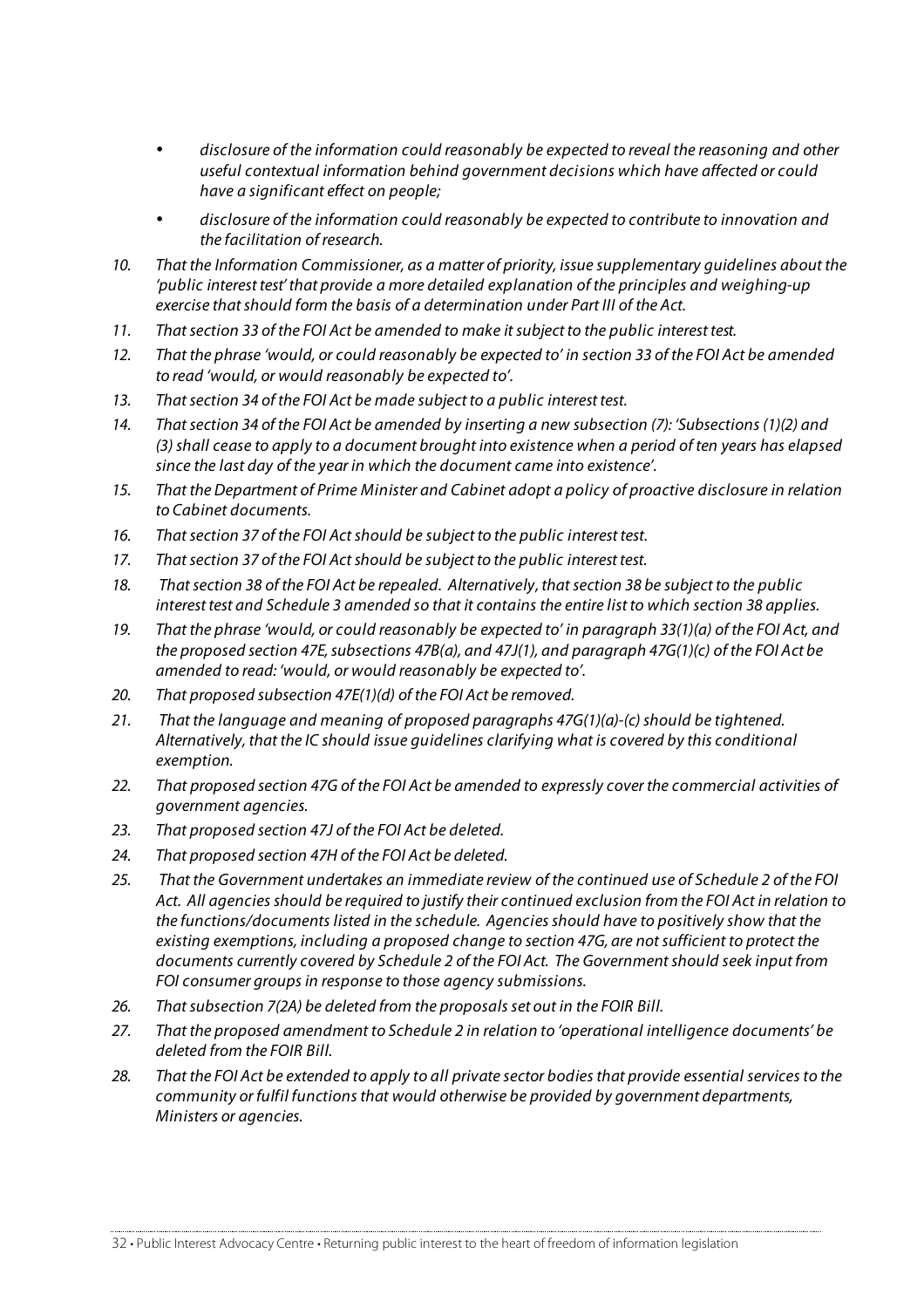- *disclosure of the information could reasonably be expected to reveal the reasoning and other useful contextual information behind government decisions which have affected or could have a significant effect on people;*
- *disclosure of the information could reasonably be expected to contribute to innovation and the facilitation of research.*

10. *That the Information Commissioner, as a matter of priority, issue supplementary guidelines about the 'public interest test' that provide a more detailed explanation of the principles and weighing-up exercise that should form the basis of a determination under Part III of the Act.*
11. *That section 33 of the FOI Act be amended to make it subject to the public interest test.*
12. *That the phrase 'would, or could reasonably be expected to' in section 33 of the FOI Act be amended to read 'would, or would reasonably be expected to'.*
13. *That section 34 of the FOI Act be made subject to a public interest test.*
14. *That section 34 of the FOI Act be amended by inserting a new subsection (7): 'Subsections (1)(2) and (3) shall cease to apply to a document brought into existence when a period of ten years has elapsed since the last day of the year in which the document came into existence'.*
15. *That the Department of Prime Minister and Cabinet adopt a policy of proactive disclosure in relation to Cabinet documents.*
16. *That section 37 of the FOI Act should be subject to the public interest test.*
17. *That section 37 of the FOI Act should be subject to the public interest test.*
18. *That section 38 of the FOI Act be repealed. Alternatively, that section 38 be subject to the public interest test and Schedule 3 amended so that it contains the entire list to which section 38 applies.*
19. *That the phrase 'would, or could reasonably be expected to' in paragraph 33(1)(a) of the FOI Act, and the proposed section 47E, subsections 47B(a), and 47J(1), and paragraph 47G(1)(c) of the FOI Act be amended to read: 'would, or would reasonably be expected to'.*
20. *That proposed subsection 47E(1)(d) of the FOI Act be removed.*
21. *That the language and meaning of proposed paragraphs 47G(1)(a)-(c) should be tightened. Alternatively, that the IC should issue guidelines clarifying what is covered by this conditional exemption.*
22. *That proposed section 47G of the FOI Act be amended to expressly cover the commercial activities of government agencies.*
23. *That proposed section 47J of the FOI Act be deleted.*
24. *That proposed section 47H of the FOI Act be deleted.*
25. *That the Government undertakes an immediate review of the continued use of Schedule 2 of the FOI Act. All agencies should be required to justify their continued exclusion from the FOI Act in relation to the functions/documents listed in the schedule. Agencies should have to positively show that the existing exemptions, including a proposed change to section 47G, are not sufficient to protect the documents currently covered by Schedule 2 of the FOI Act. The Government should seek input from FOI consumer groups in response to those agency submissions.*
26. *That subsection 7(2A) be deleted from the proposals set out in the FOIR Bill.*
27. *That the proposed amendment to Schedule 2 in relation to 'operational intelligence documents' be deleted from the FOIR Bill.*
28. *That the FOI Act be extended to apply to all private sector bodies that provide essential services to the community or fulfil functions that would otherwise be provided by government departments, Ministers or agencies.*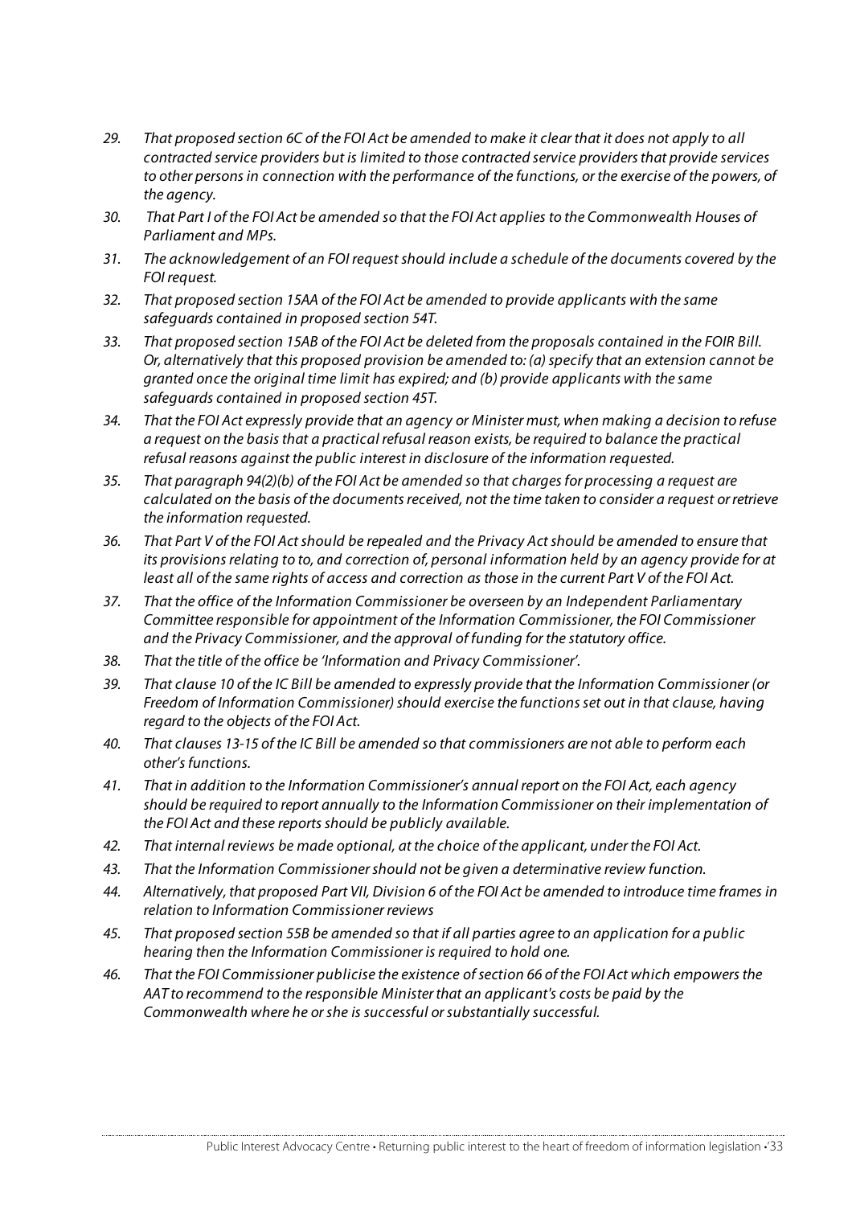29. *That proposed section 6C of the FOI Act be amended to make it clear that it does not apply to all contracted service providers but is limited to those contracted service providers that provide services to other persons in connection with the performance of the functions, or the exercise of the powers, of the agency.*
30. *That Part I of the FOI Act be amended so that the FOI Act applies to the Commonwealth Houses of Parliament and MPs.*
31. *The acknowledgement of an FOI request should include a schedule of the documents covered by the FOI request.*
32. *That proposed section 15AA of the FOI Act be amended to provide applicants with the same safeguards contained in proposed section 54T.*
33. *That proposed section 15AB of the FOI Act be deleted from the proposals contained in the FOIR Bill. Or, alternatively that this proposed provision be amended to: (a) specify that an extension cannot be granted once the original time limit has expired; and (b) provide applicants with the same safeguards contained in proposed section 45T.*
34. *That the FOI Act expressly provide that an agency or Minister must, when making a decision to refuse a request on the basis that a practical refusal reason exists, be required to balance the practical refusal reasons against the public interest in disclosure of the information requested.*
35. *That paragraph 94(2)(b) of the FOI Act be amended so that charges for processing a request are calculated on the basis of the documents received, not the time taken to consider a request or retrieve the information requested.*
36. *That Part V of the FOI Act should be repealed and the Privacy Act should be amended to ensure that its provisions relating to to, and correction of, personal information held by an agency provide for at least all of the same rights of access and correction as those in the current Part V of the FOI Act.*
37. *That the office of the Information Commissioner be overseen by an Independent Parliamentary Committee responsible for appointment of the Information Commissioner, the FOI Commissioner and the Privacy Commissioner, and the approval of funding for the statutory office.*
38. *That the title of the office be 'Information and Privacy Commissioner'.*
39. *That clause 10 of the IC Bill be amended to expressly provide that the Information Commissioner (or Freedom of Information Commissioner) should exercise the functions set out in that clause, having regard to the objects of the FOI Act.*
40. *That clauses 13-15 of the IC Bill be amended so that commissioners are not able to perform each other's functions.*
41. *That in addition to the Information Commissioner's annual report on the FOI Act, each agency should be required to report annually to the Information Commissioner on their implementation of the FOI Act and these reports should be publicly available.*
42. *That internal reviews be made optional, at the choice of the applicant, under the FOI Act.*
43. *That the Information Commissioner should not be given a determinative review function.*
44. *Alternatively, that proposed Part VII, Division 6 of the FOI Act be amended to introduce time frames in relation to Information Commissioner reviews*
45. *That proposed section 55B be amended so that if all parties agree to an application for a public hearing then the Information Commissioner is required to hold one.*
46. *That the FOI Commissioner publicise the existence of section 66 of the FOI Act which empowers the AAT to recommend to the responsible Minister that an applicant's costs be paid by the Commonwealth where he or she is successful or substantially successful.*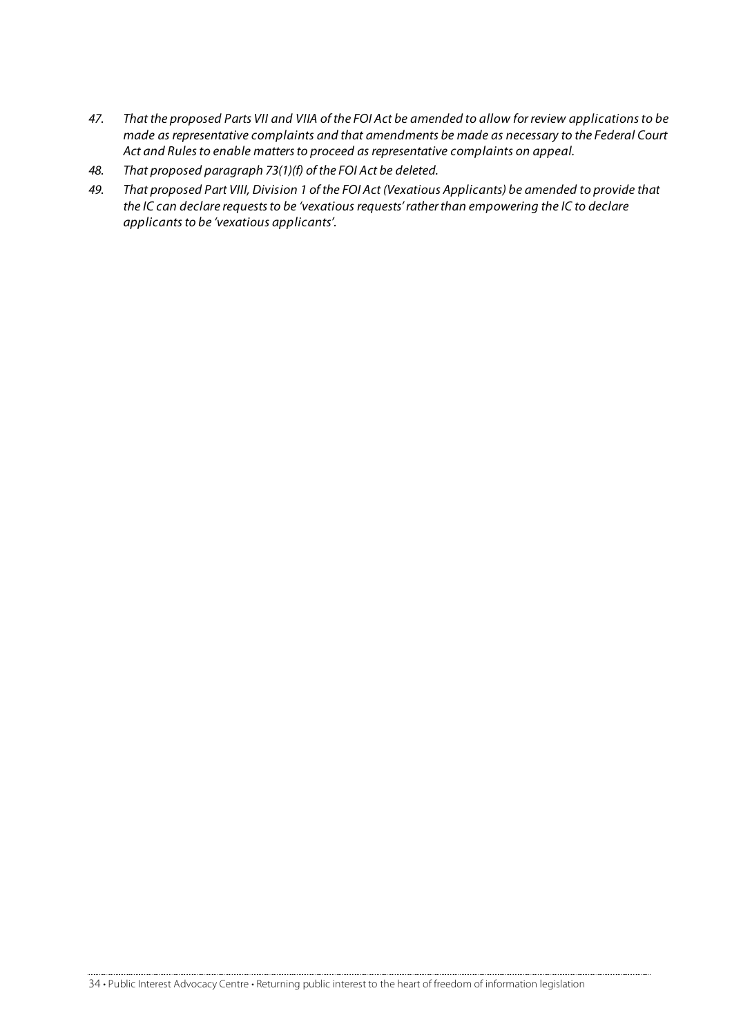47. *That the proposed Parts VII and VIIA of the FOI Act be amended to allow for review applications to be made as representative complaints and that amendments be made as necessary to the Federal Court Act and Rules to enable matters to proceed as representative complaints on appeal.*
48. *That proposed paragraph 73(1)(f) of the FOI Act be deleted.*
49. *That proposed Part VIII, Division 1 of the FOI Act (Vexatious Applicants) be amended to provide that the IC can declare requests to be 'vexatious requests' rather than empowering the IC to declare applicants to be 'vexatious applicants'.*